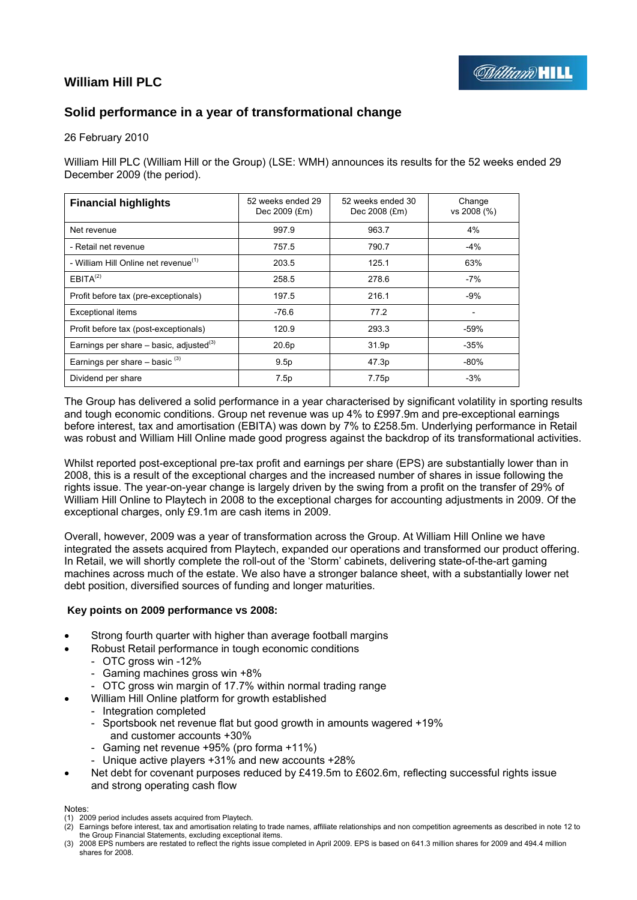# William Hill PLC

## Solid performance in a year of transformational change

26 February 2010

William Hill PLC (William Hill or the Group) (LSE: WMH) announces its results for the 52 weeks ended 29 December 2009 (the period).

| Financial highlights | 52 weeks ended 29 Dec 2009 (£m) | 52 weeks ended 30 Dec 2008 (£m) | Change vs 2008 (%) |
|---|---|---|---|
| Net revenue | 997.9 | 963.7 | 4% |
| - Retail net revenue | 757.5 | 790.7 | -4% |
| - William Hill Online net revenue[1] | 203.5 | 125.1 | 63% |
| EBITA[2] | 258.5 | 278.6 | -7% |
| Profit before tax (pre-exceptionals) | 197.5 | 216.1 | -9% |
| Exceptional items | -76.6 | 77.2 | - |
| Profit before tax (post-exceptionals) | 120.9 | 293.3 | -59% |
| Earnings per share – basic, adjusted[3] | 20.6p | 31.9p | -35% |
| Earnings per share – basic [3] | 9.5p | 47.3p | -80% |
| Dividend per share | 7.5p | 7.75p | -3% |

The Group has delivered a solid performance in a year characterised by significant volatility in sporting results and tough economic conditions. Group net revenue was up 4% to £997.9m and pre-exceptional earnings before interest, tax and amortisation (EBITA) was down by 7% to £258.5m. Underlying performance in Retail was robust and William Hill Online made good progress against the backdrop of its transformational activities.

Whilst reported post-exceptional pre-tax profit and earnings per share (EPS) are substantially lower than in 2008, this is a result of the exceptional charges and the increased number of shares in issue following the rights issue. The year-on-year change is largely driven by the swing from a profit on the transfer of 29% of William Hill Online to Playtech in 2008 to the exceptional charges for accounting adjustments in 2009. Of the exceptional charges, only £9.1m are cash items in 2009.

Overall, however, 2009 was a year of transformation across the Group. At William Hill Online we have integrated the assets acquired from Playtech, expanded our operations and transformed our product offering. In Retail, we will shortly complete the roll-out of the 'Storm' cabinets, delivering state-of-the-art gaming machines across much of the estate. We also have a stronger balance sheet, with a substantially lower net debt position, diversified sources of funding and longer maturities.

**Key points on 2009 performance vs 2008:**

- Strong fourth quarter with higher than average football margins
- Robust Retail performance in tough economic conditions
  - OTC gross win -12%
  - Gaming machines gross win +8%
  - OTC gross win margin of 17.7% within normal trading range
- William Hill Online platform for growth established
  - Integration completed
  - Sportsbook net revenue flat but good growth in amounts wagered +19% and customer accounts +30%
  - Gaming net revenue +95% (pro forma +11%)
  - Unique active players +31% and new accounts +28%
- Net debt for covenant purposes reduced by £419.5m to £602.6m, reflecting successful rights issue and strong operating cash flow

Notes:
(1) 2009 period includes assets acquired from Playtech.
(2) Earnings before interest, tax and amortisation relating to trade names, affiliate relationships and non competition agreements as described in note 12 to the Group Financial Statements, excluding exceptional items.
(3) 2008 EPS numbers are restated to reflect the rights issue completed in April 2009. EPS is based on 641.3 million shares for 2009 and 494.4 million shares for 2008.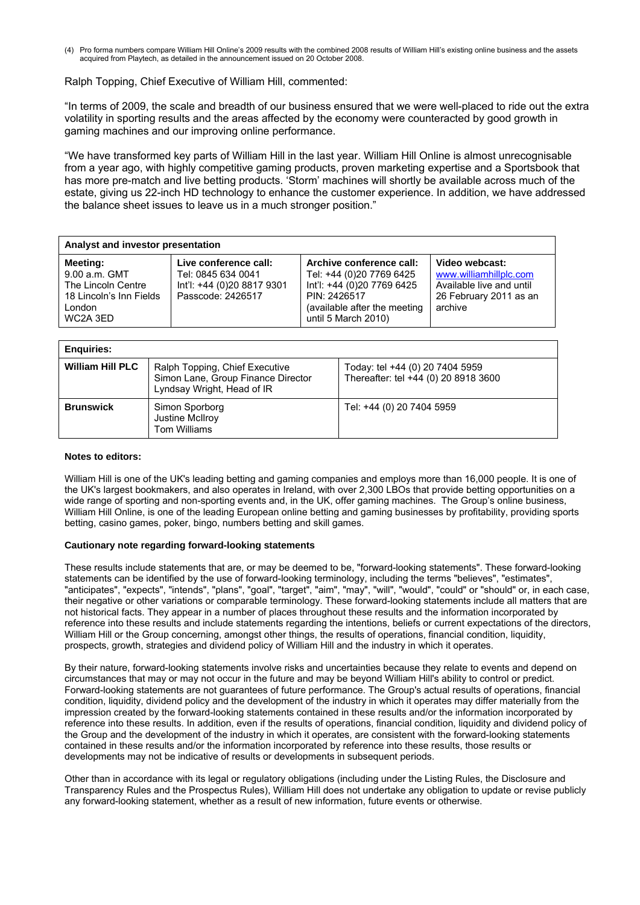(4) Pro forma numbers compare William Hill Online's 2009 results with the combined 2008 results of William Hill's existing online business and the assets acquired from Playtech, as detailed in the announcement issued on 20 October 2008.

Ralph Topping, Chief Executive of William Hill, commented:

"In terms of 2009, the scale and breadth of our business ensured that we were well-placed to ride out the extra volatility in sporting results and the areas affected by the economy were counteracted by good growth in gaming machines and our improving online performance.

"We have transformed key parts of William Hill in the last year. William Hill Online is almost unrecognisable from a year ago, with highly competitive gaming products, proven marketing expertise and a Sportsbook that has more pre-match and live betting products. 'Storm' machines will shortly be available across much of the estate, giving us 22-inch HD technology to enhance the customer experience. In addition, we have addressed the balance sheet issues to leave us in a much stronger position."

| **Analyst and investor presentation** | | | |
|---|---|---|---|
| **Meeting:**<br>9.00 a.m. GMT<br>The Lincoln Centre<br>18 Lincoln's Inn Fields<br>London<br>WC2A 3ED | **Live conference call:**<br>Tel: 0845 634 0041<br>Int'l: +44 (0)20 8817 9301<br>Passcode: 2426517 | **Archive conference call:**<br>Tel: +44 (0)20 7769 6425<br>Int'l: +44 (0)20 7769 6425<br>PIN: 2426517<br>(available after the meeting until 5 March 2010) | **Video webcast:**<br>www.williamhillplc.com<br>Available live and until 26 February 2011 as an archive |

| **Enquiries:** | | |
|---|---|---|
| **William Hill PLC** | Ralph Topping, Chief Executive<br>Simon Lane, Group Finance Director<br>Lyndsay Wright, Head of IR | Today: tel +44 (0) 20 7404 5959<br>Thereafter: tel +44 (0) 20 8918 3600 |
| **Brunswick** | Simon Sporborg<br>Justine McIlroy<br>Tom Williams | Tel: +44 (0) 20 7404 5959 |

**Notes to editors:**

William Hill is one of the UK's leading betting and gaming companies and employs more than 16,000 people. It is one of the UK's largest bookmakers, and also operates in Ireland, with over 2,300 LBOs that provide betting opportunities on a wide range of sporting and non-sporting events and, in the UK, offer gaming machines. The Group's online business, William Hill Online, is one of the leading European online betting and gaming businesses by profitability, providing sports betting, casino games, poker, bingo, numbers betting and skill games.

**Cautionary note regarding forward-looking statements**

These results include statements that are, or may be deemed to be, "forward-looking statements". These forward-looking statements can be identified by the use of forward-looking terminology, including the terms "believes", "estimates", "anticipates", "expects", "intends", "plans", "goal", "target", "aim", "may", "will", "would", "could" or "should" or, in each case, their negative or other variations or comparable terminology. These forward-looking statements include all matters that are not historical facts. They appear in a number of places throughout these results and the information incorporated by reference into these results and include statements regarding the intentions, beliefs or current expectations of the directors, William Hill or the Group concerning, amongst other things, the results of operations, financial condition, liquidity, prospects, growth, strategies and dividend policy of William Hill and the industry in which it operates.

By their nature, forward-looking statements involve risks and uncertainties because they relate to events and depend on circumstances that may or may not occur in the future and may be beyond William Hill's ability to control or predict. Forward-looking statements are not guarantees of future performance. The Group's actual results of operations, financial condition, liquidity, dividend policy and the development of the industry in which it operates may differ materially from the impression created by the forward-looking statements contained in these results and/or the information incorporated by reference into these results. In addition, even if the results of operations, financial condition, liquidity and dividend policy of the Group and the development of the industry in which it operates, are consistent with the forward-looking statements contained in these results and/or the information incorporated by reference into these results, those results or developments may not be indicative of results or developments in subsequent periods.

Other than in accordance with its legal or regulatory obligations (including under the Listing Rules, the Disclosure and Transparency Rules and the Prospectus Rules), William Hill does not undertake any obligation to update or revise publicly any forward-looking statement, whether as a result of new information, future events or otherwise.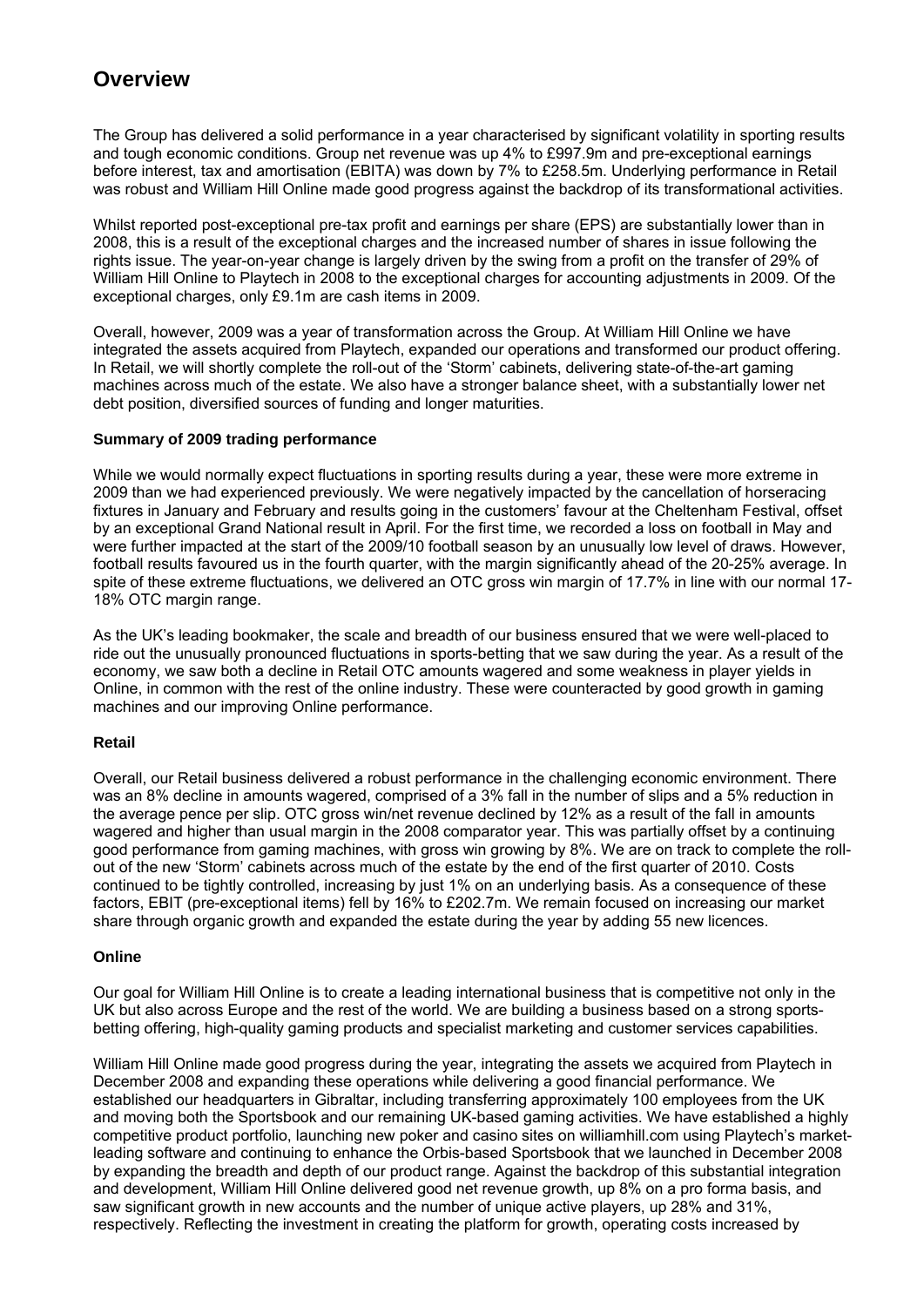# Overview

The Group has delivered a solid performance in a year characterised by significant volatility in sporting results and tough economic conditions. Group net revenue was up 4% to £997.9m and pre-exceptional earnings before interest, tax and amortisation (EBITA) was down by 7% to £258.5m. Underlying performance in Retail was robust and William Hill Online made good progress against the backdrop of its transformational activities.

Whilst reported post-exceptional pre-tax profit and earnings per share (EPS) are substantially lower than in 2008, this is a result of the exceptional charges and the increased number of shares in issue following the rights issue. The year-on-year change is largely driven by the swing from a profit on the transfer of 29% of William Hill Online to Playtech in 2008 to the exceptional charges for accounting adjustments in 2009. Of the exceptional charges, only £9.1m are cash items in 2009.

Overall, however, 2009 was a year of transformation across the Group. At William Hill Online we have integrated the assets acquired from Playtech, expanded our operations and transformed our product offering. In Retail, we will shortly complete the roll-out of the 'Storm' cabinets, delivering state-of-the-art gaming machines across much of the estate. We also have a stronger balance sheet, with a substantially lower net debt position, diversified sources of funding and longer maturities.

**Summary of 2009 trading performance**

While we would normally expect fluctuations in sporting results during a year, these were more extreme in 2009 than we had experienced previously. We were negatively impacted by the cancellation of horseracing fixtures in January and February and results going in the customers' favour at the Cheltenham Festival, offset by an exceptional Grand National result in April. For the first time, we recorded a loss on football in May and were further impacted at the start of the 2009/10 football season by an unusually low level of draws. However, football results favoured us in the fourth quarter, with the margin significantly ahead of the 20-25% average. In spite of these extreme fluctuations, we delivered an OTC gross win margin of 17.7% in line with our normal 17-18% OTC margin range.

As the UK's leading bookmaker, the scale and breadth of our business ensured that we were well-placed to ride out the unusually pronounced fluctuations in sports-betting that we saw during the year. As a result of the economy, we saw both a decline in Retail OTC amounts wagered and some weakness in player yields in Online, in common with the rest of the online industry. These were counteracted by good growth in gaming machines and our improving Online performance.

**Retail**

Overall, our Retail business delivered a robust performance in the challenging economic environment. There was an 8% decline in amounts wagered, comprised of a 3% fall in the number of slips and a 5% reduction in the average pence per slip. OTC gross win/net revenue declined by 12% as a result of the fall in amounts wagered and higher than usual margin in the 2008 comparator year. This was partially offset by a continuing good performance from gaming machines, with gross win growing by 8%. We are on track to complete the roll-out of the new 'Storm' cabinets across much of the estate by the end of the first quarter of 2010. Costs continued to be tightly controlled, increasing by just 1% on an underlying basis. As a consequence of these factors, EBIT (pre-exceptional items) fell by 16% to £202.7m. We remain focused on increasing our market share through organic growth and expanded the estate during the year by adding 55 new licences.

**Online**

Our goal for William Hill Online is to create a leading international business that is competitive not only in the UK but also across Europe and the rest of the world. We are building a business based on a strong sports-betting offering, high-quality gaming products and specialist marketing and customer services capabilities.

William Hill Online made good progress during the year, integrating the assets we acquired from Playtech in December 2008 and expanding these operations while delivering a good financial performance. We established our headquarters in Gibraltar, including transferring approximately 100 employees from the UK and moving both the Sportsbook and our remaining UK-based gaming activities. We have established a highly competitive product portfolio, launching new poker and casino sites on williamhill.com using Playtech's market-leading software and continuing to enhance the Orbis-based Sportsbook that we launched in December 2008 by expanding the breadth and depth of our product range. Against the backdrop of this substantial integration and development, William Hill Online delivered good net revenue growth, up 8% on a pro forma basis, and saw significant growth in new accounts and the number of unique active players, up 28% and 31%, respectively. Reflecting the investment in creating the platform for growth, operating costs increased by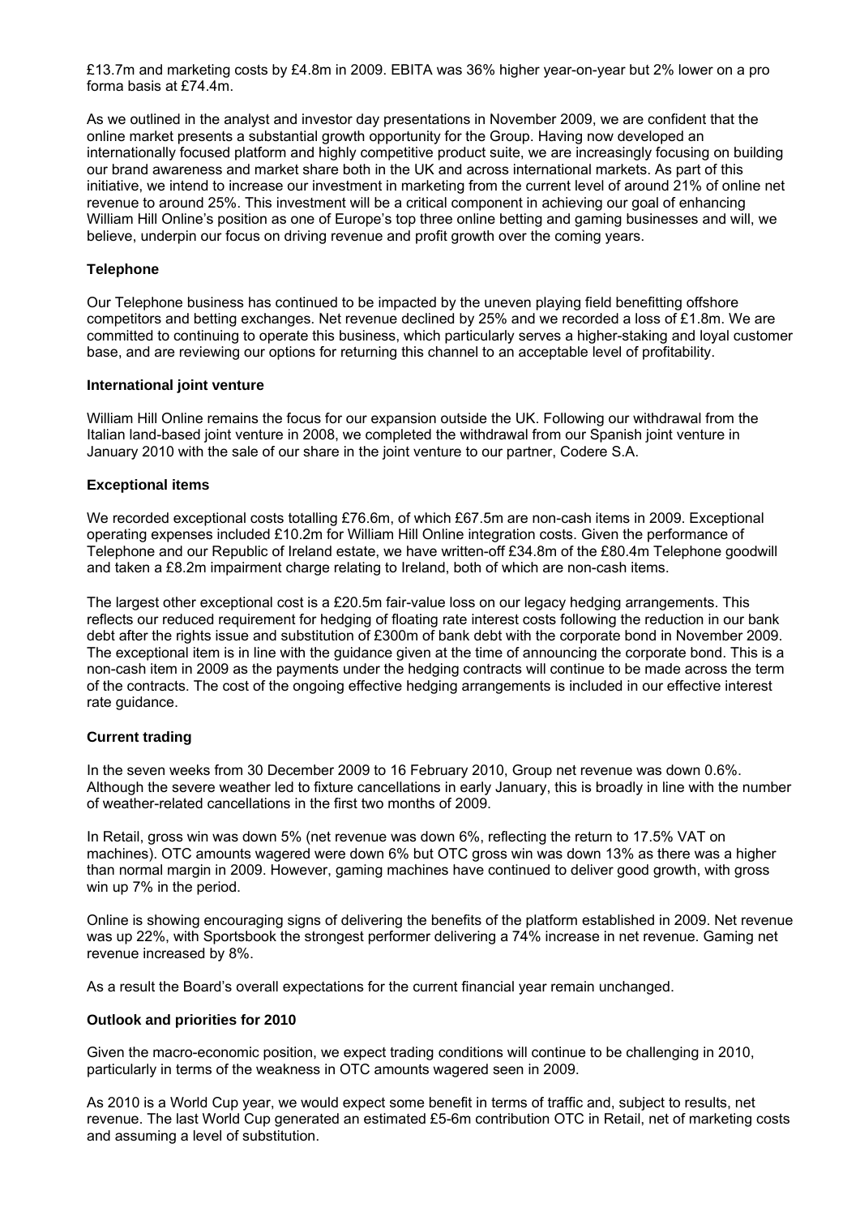£13.7m and marketing costs by £4.8m in 2009. EBITA was 36% higher year-on-year but 2% lower on a pro forma basis at £74.4m.

As we outlined in the analyst and investor day presentations in November 2009, we are confident that the online market presents a substantial growth opportunity for the Group. Having now developed an internationally focused platform and highly competitive product suite, we are increasingly focusing on building our brand awareness and market share both in the UK and across international markets. As part of this initiative, we intend to increase our investment in marketing from the current level of around 21% of online net revenue to around 25%. This investment will be a critical component in achieving our goal of enhancing William Hill Online's position as one of Europe's top three online betting and gaming businesses and will, we believe, underpin our focus on driving revenue and profit growth over the coming years.

**Telephone**

Our Telephone business has continued to be impacted by the uneven playing field benefitting offshore competitors and betting exchanges. Net revenue declined by 25% and we recorded a loss of £1.8m. We are committed to continuing to operate this business, which particularly serves a higher-staking and loyal customer base, and are reviewing our options for returning this channel to an acceptable level of profitability.

**International joint venture**

William Hill Online remains the focus for our expansion outside the UK. Following our withdrawal from the Italian land-based joint venture in 2008, we completed the withdrawal from our Spanish joint venture in January 2010 with the sale of our share in the joint venture to our partner, Codere S.A.

**Exceptional items**

We recorded exceptional costs totalling £76.6m, of which £67.5m are non-cash items in 2009. Exceptional operating expenses included £10.2m for William Hill Online integration costs. Given the performance of Telephone and our Republic of Ireland estate, we have written-off £34.8m of the £80.4m Telephone goodwill and taken a £8.2m impairment charge relating to Ireland, both of which are non-cash items.

The largest other exceptional cost is a £20.5m fair-value loss on our legacy hedging arrangements. This reflects our reduced requirement for hedging of floating rate interest costs following the reduction in our bank debt after the rights issue and substitution of £300m of bank debt with the corporate bond in November 2009. The exceptional item is in line with the guidance given at the time of announcing the corporate bond. This is a non-cash item in 2009 as the payments under the hedging contracts will continue to be made across the term of the contracts. The cost of the ongoing effective hedging arrangements is included in our effective interest rate guidance.

**Current trading**

In the seven weeks from 30 December 2009 to 16 February 2010, Group net revenue was down 0.6%. Although the severe weather led to fixture cancellations in early January, this is broadly in line with the number of weather-related cancellations in the first two months of 2009.

In Retail, gross win was down 5% (net revenue was down 6%, reflecting the return to 17.5% VAT on machines). OTC amounts wagered were down 6% but OTC gross win was down 13% as there was a higher than normal margin in 2009. However, gaming machines have continued to deliver good growth, with gross win up 7% in the period.

Online is showing encouraging signs of delivering the benefits of the platform established in 2009. Net revenue was up 22%, with Sportsbook the strongest performer delivering a 74% increase in net revenue. Gaming net revenue increased by 8%.

As a result the Board's overall expectations for the current financial year remain unchanged.

**Outlook and priorities for 2010**

Given the macro-economic position, we expect trading conditions will continue to be challenging in 2010, particularly in terms of the weakness in OTC amounts wagered seen in 2009.

As 2010 is a World Cup year, we would expect some benefit in terms of traffic and, subject to results, net revenue. The last World Cup generated an estimated £5-6m contribution OTC in Retail, net of marketing costs and assuming a level of substitution.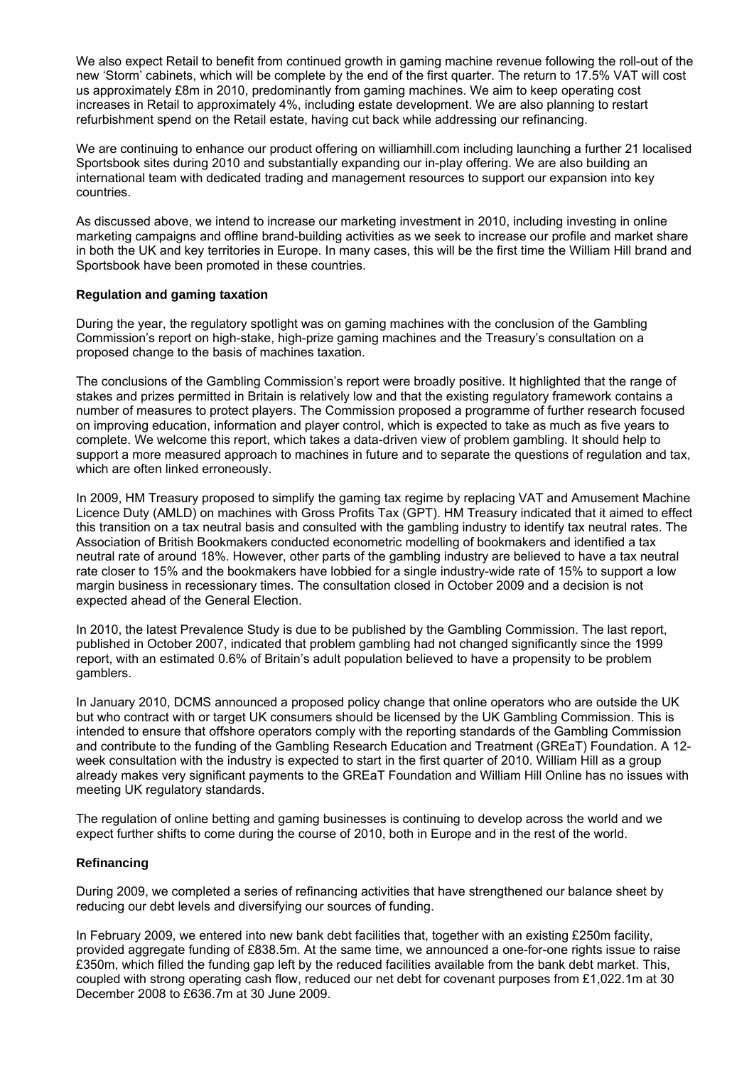We also expect Retail to benefit from continued growth in gaming machine revenue following the roll-out of the new 'Storm' cabinets, which will be complete by the end of the first quarter. The return to 17.5% VAT will cost us approximately £8m in 2010, predominantly from gaming machines. We aim to keep operating cost increases in Retail to approximately 4%, including estate development. We are also planning to restart refurbishment spend on the Retail estate, having cut back while addressing our refinancing.

We are continuing to enhance our product offering on williamhill.com including launching a further 21 localised Sportsbook sites during 2010 and substantially expanding our in-play offering. We are also building an international team with dedicated trading and management resources to support our expansion into key countries.

As discussed above, we intend to increase our marketing investment in 2010, including investing in online marketing campaigns and offline brand-building activities as we seek to increase our profile and market share in both the UK and key territories in Europe. In many cases, this will be the first time the William Hill brand and Sportsbook have been promoted in these countries.

**Regulation and gaming taxation**

During the year, the regulatory spotlight was on gaming machines with the conclusion of the Gambling Commission's report on high-stake, high-prize gaming machines and the Treasury's consultation on a proposed change to the basis of machines taxation.

The conclusions of the Gambling Commission's report were broadly positive. It highlighted that the range of stakes and prizes permitted in Britain is relatively low and that the existing regulatory framework contains a number of measures to protect players. The Commission proposed a programme of further research focused on improving education, information and player control, which is expected to take as much as five years to complete. We welcome this report, which takes a data-driven view of problem gambling. It should help to support a more measured approach to machines in future and to separate the questions of regulation and tax, which are often linked erroneously.

In 2009, HM Treasury proposed to simplify the gaming tax regime by replacing VAT and Amusement Machine Licence Duty (AMLD) on machines with Gross Profits Tax (GPT). HM Treasury indicated that it aimed to effect this transition on a tax neutral basis and consulted with the gambling industry to identify tax neutral rates. The Association of British Bookmakers conducted econometric modelling of bookmakers and identified a tax neutral rate of around 18%. However, other parts of the gambling industry are believed to have a tax neutral rate closer to 15% and the bookmakers have lobbied for a single industry-wide rate of 15% to support a low margin business in recessionary times. The consultation closed in October 2009 and a decision is not expected ahead of the General Election.

In 2010, the latest Prevalence Study is due to be published by the Gambling Commission. The last report, published in October 2007, indicated that problem gambling had not changed significantly since the 1999 report, with an estimated 0.6% of Britain's adult population believed to have a propensity to be problem gamblers.

In January 2010, DCMS announced a proposed policy change that online operators who are outside the UK but who contract with or target UK consumers should be licensed by the UK Gambling Commission. This is intended to ensure that offshore operators comply with the reporting standards of the Gambling Commission and contribute to the funding of the Gambling Research Education and Treatment (GREaT) Foundation. A 12-week consultation with the industry is expected to start in the first quarter of 2010. William Hill as a group already makes very significant payments to the GREaT Foundation and William Hill Online has no issues with meeting UK regulatory standards.

The regulation of online betting and gaming businesses is continuing to develop across the world and we expect further shifts to come during the course of 2010, both in Europe and in the rest of the world.

**Refinancing**

During 2009, we completed a series of refinancing activities that have strengthened our balance sheet by reducing our debt levels and diversifying our sources of funding.

In February 2009, we entered into new bank debt facilities that, together with an existing £250m facility, provided aggregate funding of £838.5m. At the same time, we announced a one-for-one rights issue to raise £350m, which filled the funding gap left by the reduced facilities available from the bank debt market. This, coupled with strong operating cash flow, reduced our net debt for covenant purposes from £1,022.1m at 30 December 2008 to £636.7m at 30 June 2009.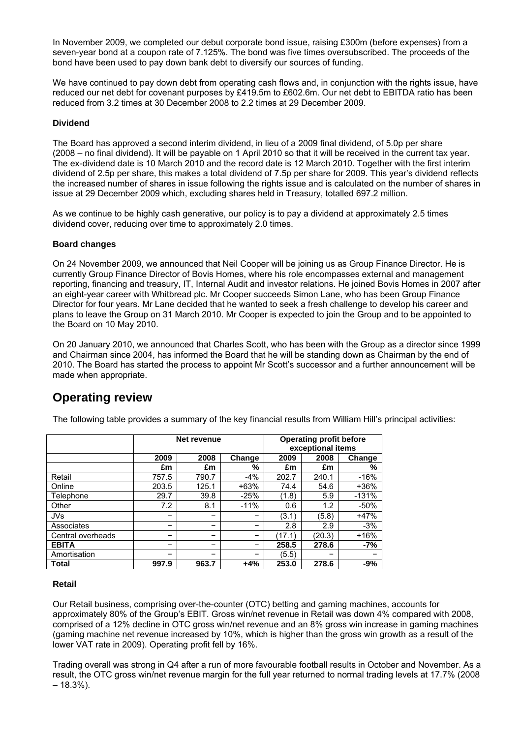In November 2009, we completed our debut corporate bond issue, raising £300m (before expenses) from a seven-year bond at a coupon rate of 7.125%. The bond was five times oversubscribed. The proceeds of the bond have been used to pay down bank debt to diversify our sources of funding.

We have continued to pay down debt from operating cash flows and, in conjunction with the rights issue, have reduced our net debt for covenant purposes by £419.5m to £602.6m. Our net debt to EBITDA ratio has been reduced from 3.2 times at 30 December 2008 to 2.2 times at 29 December 2009.

**Dividend**

The Board has approved a second interim dividend, in lieu of a 2009 final dividend, of 5.0p per share (2008 – no final dividend). It will be payable on 1 April 2010 so that it will be received in the current tax year. The ex-dividend date is 10 March 2010 and the record date is 12 March 2010. Together with the first interim dividend of 2.5p per share, this makes a total dividend of 7.5p per share for 2009. This year's dividend reflects the increased number of shares in issue following the rights issue and is calculated on the number of shares in issue at 29 December 2009 which, excluding shares held in Treasury, totalled 697.2 million.

As we continue to be highly cash generative, our policy is to pay a dividend at approximately 2.5 times dividend cover, reducing over time to approximately 2.0 times.

**Board changes**

On 24 November 2009, we announced that Neil Cooper will be joining us as Group Finance Director. He is currently Group Finance Director of Bovis Homes, where his role encompasses external and management reporting, financing and treasury, IT, Internal Audit and investor relations. He joined Bovis Homes in 2007 after an eight-year career with Whitbread plc. Mr Cooper succeeds Simon Lane, who has been Group Finance Director for four years. Mr Lane decided that he wanted to seek a fresh challenge to develop his career and plans to leave the Group on 31 March 2010. Mr Cooper is expected to join the Group and to be appointed to the Board on 10 May 2010.

On 20 January 2010, we announced that Charles Scott, who has been with the Group as a director since 1999 and Chairman since 2004, has informed the Board that he will be standing down as Chairman by the end of 2010. The Board has started the process to appoint Mr Scott's successor and a further announcement will be made when appropriate.

## Operating review

The following table provides a summary of the key financial results from William Hill's principal activities:

| | Net revenue | | | Operating profit before exceptional items | | |
|---|---|---|---|---|---|---|
| | 2009 | 2008 | Change | 2009 | 2008 | Change |
| | £m | £m | % | £m | £m | % |
| Retail | 757.5 | 790.7 | -4% | 202.7 | 240.1 | -16% |
| Online | 203.5 | 125.1 | +63% | 74.4 | 54.6 | +36% |
| Telephone | 29.7 | 39.8 | -25% | (1.8) | 5.9 | -131% |
| Other | 7.2 | 8.1 | -11% | 0.6 | 1.2 | -50% |
| JVs | – | – | – | (3.1) | (5.8) | +47% |
| Associates | – | – | – | 2.8 | 2.9 | -3% |
| Central overheads | – | – | – | (17.1) | (20.3) | +16% |
| **EBITA** | – | – | – | **258.5** | **278.6** | **-7%** |
| Amortisation | – | – | – | (5.5) | – | – |
| **Total** | **997.9** | **963.7** | **+4%** | **253.0** | **278.6** | **-9%** |

**Retail**

Our Retail business, comprising over-the-counter (OTC) betting and gaming machines, accounts for approximately 80% of the Group's EBIT. Gross win/net revenue in Retail was down 4% compared with 2008, comprised of a 12% decline in OTC gross win/net revenue and an 8% gross win increase in gaming machines (gaming machine net revenue increased by 10%, which is higher than the gross win growth as a result of the lower VAT rate in 2009). Operating profit fell by 16%.

Trading overall was strong in Q4 after a run of more favourable football results in October and November. As a result, the OTC gross win/net revenue margin for the full year returned to normal trading levels at 17.7% (2008 – 18.3%).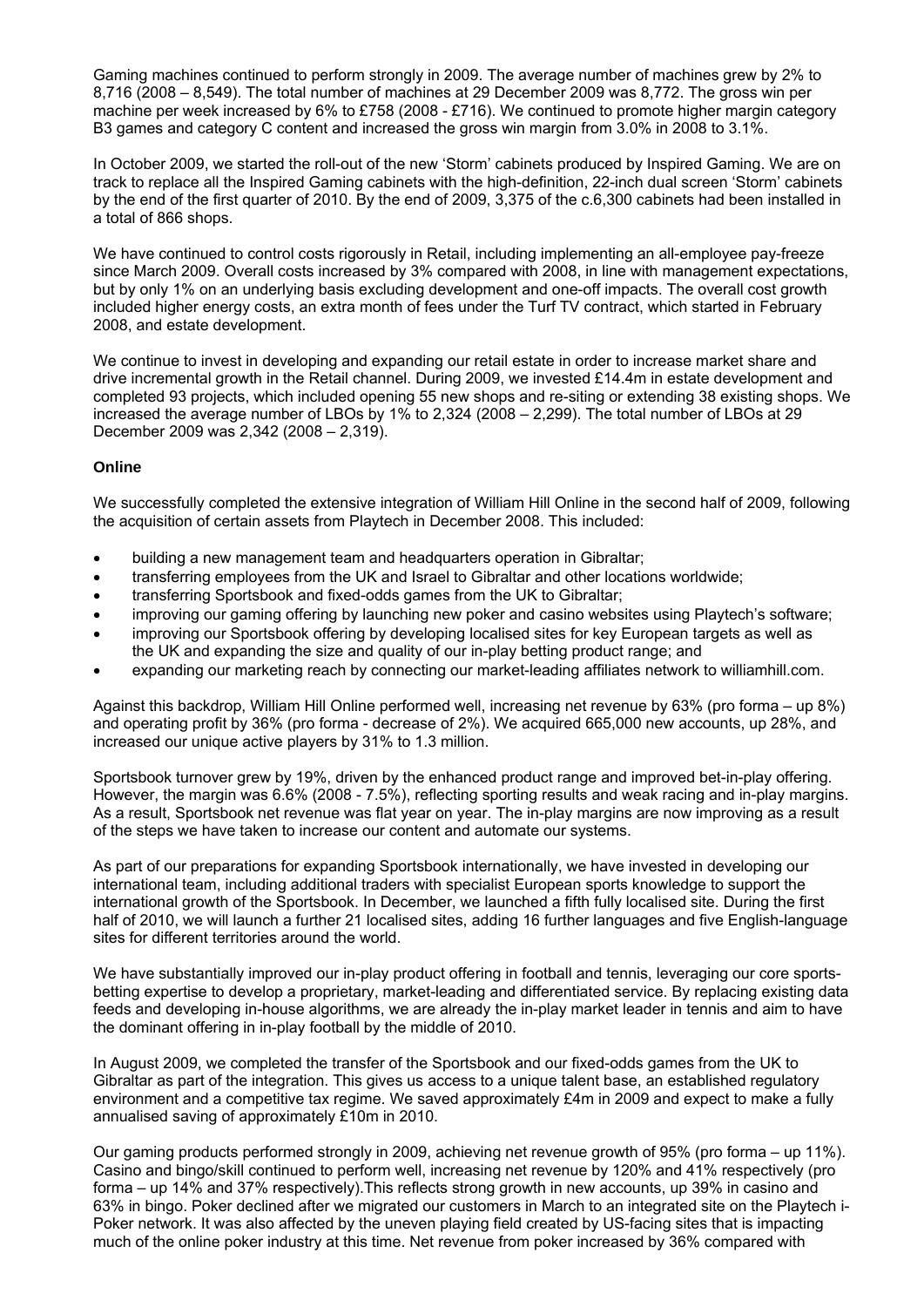Gaming machines continued to perform strongly in 2009. The average number of machines grew by 2% to 8,716 (2008 – 8,549). The total number of machines at 29 December 2009 was 8,772. The gross win per machine per week increased by 6% to £758 (2008 - £716). We continued to promote higher margin category B3 games and category C content and increased the gross win margin from 3.0% in 2008 to 3.1%.

In October 2009, we started the roll-out of the new 'Storm' cabinets produced by Inspired Gaming. We are on track to replace all the Inspired Gaming cabinets with the high-definition, 22-inch dual screen 'Storm' cabinets by the end of the first quarter of 2010. By the end of 2009, 3,375 of the c.6,300 cabinets had been installed in a total of 866 shops.

We have continued to control costs rigorously in Retail, including implementing an all-employee pay-freeze since March 2009. Overall costs increased by 3% compared with 2008, in line with management expectations, but by only 1% on an underlying basis excluding development and one-off impacts. The overall cost growth included higher energy costs, an extra month of fees under the Turf TV contract, which started in February 2008, and estate development.

We continue to invest in developing and expanding our retail estate in order to increase market share and drive incremental growth in the Retail channel. During 2009, we invested £14.4m in estate development and completed 93 projects, which included opening 55 new shops and re-siting or extending 38 existing shops. We increased the average number of LBOs by 1% to 2,324 (2008 – 2,299). The total number of LBOs at 29 December 2009 was 2,342 (2008 – 2,319).

**Online**

We successfully completed the extensive integration of William Hill Online in the second half of 2009, following the acquisition of certain assets from Playtech in December 2008. This included:

- building a new management team and headquarters operation in Gibraltar;
- transferring employees from the UK and Israel to Gibraltar and other locations worldwide;
- transferring Sportsbook and fixed-odds games from the UK to Gibraltar;
- improving our gaming offering by launching new poker and casino websites using Playtech's software;
- improving our Sportsbook offering by developing localised sites for key European targets as well as the UK and expanding the size and quality of our in-play betting product range; and
- expanding our marketing reach by connecting our market-leading affiliates network to williamhill.com.

Against this backdrop, William Hill Online performed well, increasing net revenue by 63% (pro forma – up 8%) and operating profit by 36% (pro forma - decrease of 2%). We acquired 665,000 new accounts, up 28%, and increased our unique active players by 31% to 1.3 million.

Sportsbook turnover grew by 19%, driven by the enhanced product range and improved bet-in-play offering. However, the margin was 6.6% (2008 - 7.5%), reflecting sporting results and weak racing and in-play margins. As a result, Sportsbook net revenue was flat year on year. The in-play margins are now improving as a result of the steps we have taken to increase our content and automate our systems.

As part of our preparations for expanding Sportsbook internationally, we have invested in developing our international team, including additional traders with specialist European sports knowledge to support the international growth of the Sportsbook. In December, we launched a fifth fully localised site. During the first half of 2010, we will launch a further 21 localised sites, adding 16 further languages and five English-language sites for different territories around the world.

We have substantially improved our in-play product offering in football and tennis, leveraging our core sports-betting expertise to develop a proprietary, market-leading and differentiated service. By replacing existing data feeds and developing in-house algorithms, we are already the in-play market leader in tennis and aim to have the dominant offering in in-play football by the middle of 2010.

In August 2009, we completed the transfer of the Sportsbook and our fixed-odds games from the UK to Gibraltar as part of the integration. This gives us access to a unique talent base, an established regulatory environment and a competitive tax regime. We saved approximately £4m in 2009 and expect to make a fully annualised saving of approximately £10m in 2010.

Our gaming products performed strongly in 2009, achieving net revenue growth of 95% (pro forma – up 11%). Casino and bingo/skill continued to perform well, increasing net revenue by 120% and 41% respectively (pro forma – up 14% and 37% respectively).This reflects strong growth in new accounts, up 39% in casino and 63% in bingo. Poker declined after we migrated our customers in March to an integrated site on the Playtech i-Poker network. It was also affected by the uneven playing field created by US-facing sites that is impacting much of the online poker industry at this time. Net revenue from poker increased by 36% compared with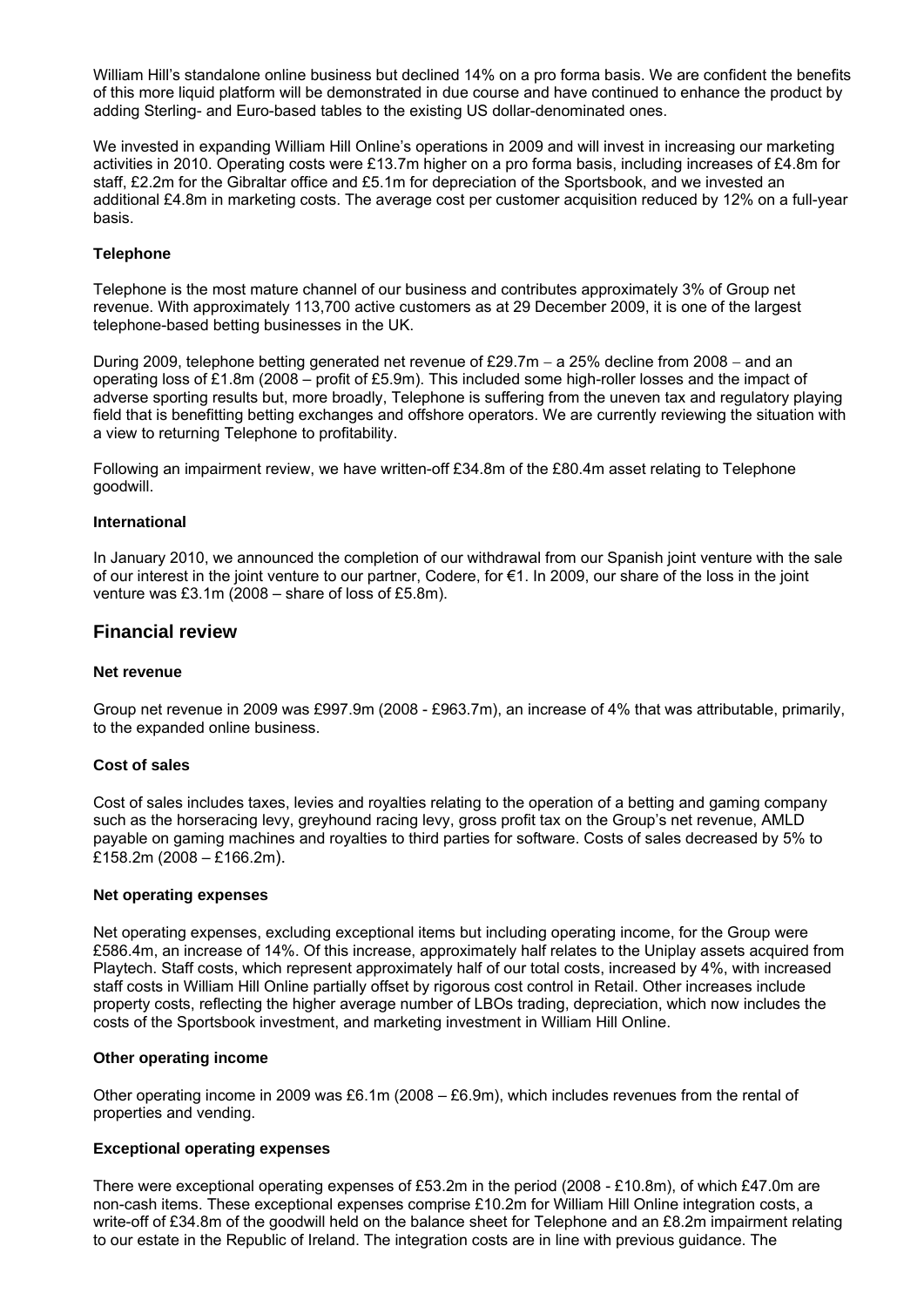William Hill's standalone online business but declined 14% on a pro forma basis. We are confident the benefits of this more liquid platform will be demonstrated in due course and have continued to enhance the product by adding Sterling- and Euro-based tables to the existing US dollar-denominated ones.

We invested in expanding William Hill Online's operations in 2009 and will invest in increasing our marketing activities in 2010. Operating costs were £13.7m higher on a pro forma basis, including increases of £4.8m for staff, £2.2m for the Gibraltar office and £5.1m for depreciation of the Sportsbook, and we invested an additional £4.8m in marketing costs. The average cost per customer acquisition reduced by 12% on a full-year basis.

**Telephone**

Telephone is the most mature channel of our business and contributes approximately 3% of Group net revenue. With approximately 113,700 active customers as at 29 December 2009, it is one of the largest telephone-based betting businesses in the UK.

During 2009, telephone betting generated net revenue of £29.7m – a 25% decline from 2008 – and an operating loss of £1.8m (2008 – profit of £5.9m). This included some high-roller losses and the impact of adverse sporting results but, more broadly, Telephone is suffering from the uneven tax and regulatory playing field that is benefitting betting exchanges and offshore operators. We are currently reviewing the situation with a view to returning Telephone to profitability.

Following an impairment review, we have written-off £34.8m of the £80.4m asset relating to Telephone goodwill.

**International**

In January 2010, we announced the completion of our withdrawal from our Spanish joint venture with the sale of our interest in the joint venture to our partner, Codere, for €1. In 2009, our share of the loss in the joint venture was £3.1m (2008 – share of loss of £5.8m).

## Financial review

**Net revenue**

Group net revenue in 2009 was £997.9m (2008 - £963.7m), an increase of 4% that was attributable, primarily, to the expanded online business.

**Cost of sales**

Cost of sales includes taxes, levies and royalties relating to the operation of a betting and gaming company such as the horseracing levy, greyhound racing levy, gross profit tax on the Group's net revenue, AMLD payable on gaming machines and royalties to third parties for software. Costs of sales decreased by 5% to £158.2m (2008 – £166.2m).

**Net operating expenses**

Net operating expenses, excluding exceptional items but including operating income, for the Group were £586.4m, an increase of 14%. Of this increase, approximately half relates to the Uniplay assets acquired from Playtech. Staff costs, which represent approximately half of our total costs, increased by 4%, with increased staff costs in William Hill Online partially offset by rigorous cost control in Retail. Other increases include property costs, reflecting the higher average number of LBOs trading, depreciation, which now includes the costs of the Sportsbook investment, and marketing investment in William Hill Online.

**Other operating income**

Other operating income in 2009 was £6.1m (2008 – £6.9m), which includes revenues from the rental of properties and vending.

**Exceptional operating expenses**

There were exceptional operating expenses of £53.2m in the period (2008 - £10.8m), of which £47.0m are non-cash items. These exceptional expenses comprise £10.2m for William Hill Online integration costs, a write-off of £34.8m of the goodwill held on the balance sheet for Telephone and an £8.2m impairment relating to our estate in the Republic of Ireland. The integration costs are in line with previous guidance. The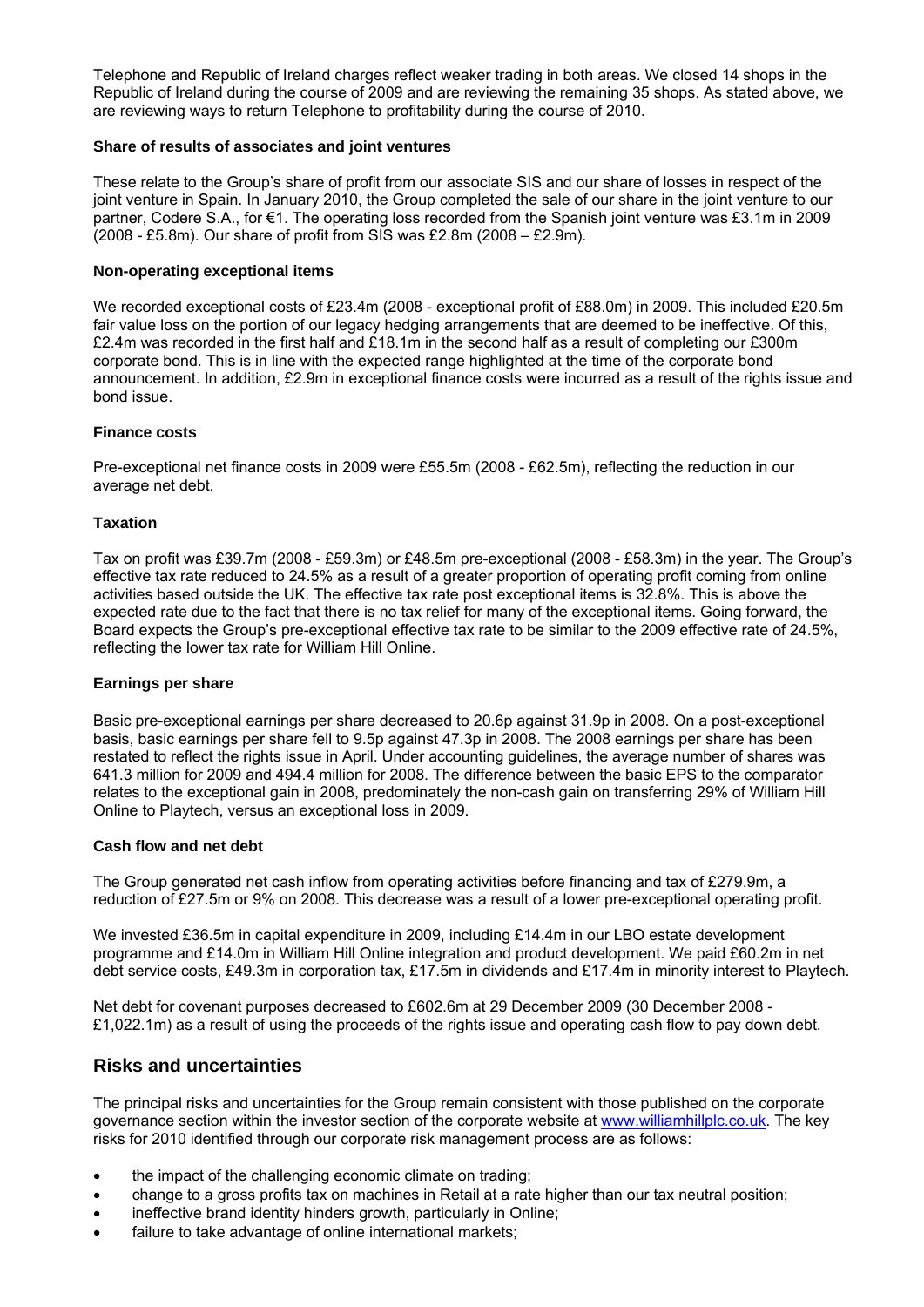Telephone and Republic of Ireland charges reflect weaker trading in both areas. We closed 14 shops in the Republic of Ireland during the course of 2009 and are reviewing the remaining 35 shops. As stated above, we are reviewing ways to return Telephone to profitability during the course of 2010.

**Share of results of associates and joint ventures**

These relate to the Group's share of profit from our associate SIS and our share of losses in respect of the joint venture in Spain. In January 2010, the Group completed the sale of our share in the joint venture to our partner, Codere S.A., for €1. The operating loss recorded from the Spanish joint venture was £3.1m in 2009 (2008 - £5.8m). Our share of profit from SIS was £2.8m (2008 – £2.9m).

**Non-operating exceptional items**

We recorded exceptional costs of £23.4m (2008 - exceptional profit of £88.0m) in 2009. This included £20.5m fair value loss on the portion of our legacy hedging arrangements that are deemed to be ineffective. Of this, £2.4m was recorded in the first half and £18.1m in the second half as a result of completing our £300m corporate bond. This is in line with the expected range highlighted at the time of the corporate bond announcement. In addition, £2.9m in exceptional finance costs were incurred as a result of the rights issue and bond issue.

**Finance costs**

Pre-exceptional net finance costs in 2009 were £55.5m (2008 - £62.5m), reflecting the reduction in our average net debt.

**Taxation**

Tax on profit was £39.7m (2008 - £59.3m) or £48.5m pre-exceptional (2008 - £58.3m) in the year. The Group's effective tax rate reduced to 24.5% as a result of a greater proportion of operating profit coming from online activities based outside the UK. The effective tax rate post exceptional items is 32.8%. This is above the expected rate due to the fact that there is no tax relief for many of the exceptional items. Going forward, the Board expects the Group's pre-exceptional effective tax rate to be similar to the 2009 effective rate of 24.5%, reflecting the lower tax rate for William Hill Online.

**Earnings per share**

Basic pre-exceptional earnings per share decreased to 20.6p against 31.9p in 2008. On a post-exceptional basis, basic earnings per share fell to 9.5p against 47.3p in 2008. The 2008 earnings per share has been restated to reflect the rights issue in April. Under accounting guidelines, the average number of shares was 641.3 million for 2009 and 494.4 million for 2008. The difference between the basic EPS to the comparator relates to the exceptional gain in 2008, predominately the non-cash gain on transferring 29% of William Hill Online to Playtech, versus an exceptional loss in 2009.

**Cash flow and net debt**

The Group generated net cash inflow from operating activities before financing and tax of £279.9m, a reduction of £27.5m or 9% on 2008. This decrease was a result of a lower pre-exceptional operating profit.

We invested £36.5m in capital expenditure in 2009, including £14.4m in our LBO estate development programme and £14.0m in William Hill Online integration and product development. We paid £60.2m in net debt service costs, £49.3m in corporation tax, £17.5m in dividends and £17.4m in minority interest to Playtech.

Net debt for covenant purposes decreased to £602.6m at 29 December 2009 (30 December 2008 - £1,022.1m) as a result of using the proceeds of the rights issue and operating cash flow to pay down debt.

## Risks and uncertainties

The principal risks and uncertainties for the Group remain consistent with those published on the corporate governance section within the investor section of the corporate website at www.williamhillplc.co.uk. The key risks for 2010 identified through our corporate risk management process are as follows:

- the impact of the challenging economic climate on trading;
- change to a gross profits tax on machines in Retail at a rate higher than our tax neutral position;
- ineffective brand identity hinders growth, particularly in Online;
- failure to take advantage of online international markets;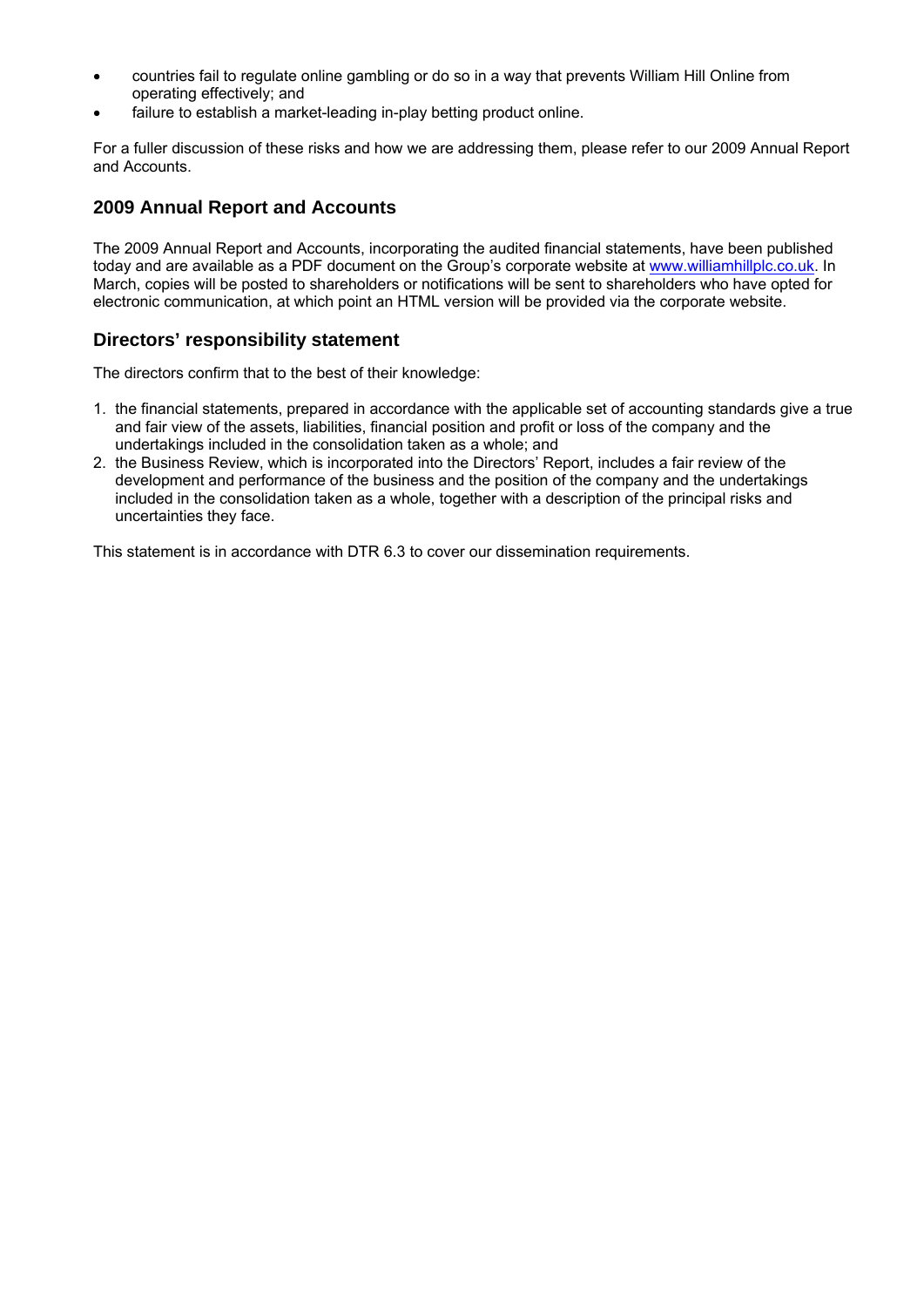- countries fail to regulate online gambling or do so in a way that prevents William Hill Online from operating effectively; and
- failure to establish a market-leading in-play betting product online.

For a fuller discussion of these risks and how we are addressing them, please refer to our 2009 Annual Report and Accounts.

## 2009 Annual Report and Accounts

The 2009 Annual Report and Accounts, incorporating the audited financial statements, have been published today and are available as a PDF document on the Group's corporate website at www.williamhillplc.co.uk. In March, copies will be posted to shareholders or notifications will be sent to shareholders who have opted for electronic communication, at which point an HTML version will be provided via the corporate website.

## Directors' responsibility statement

The directors confirm that to the best of their knowledge:

1. the financial statements, prepared in accordance with the applicable set of accounting standards give a true and fair view of the assets, liabilities, financial position and profit or loss of the company and the undertakings included in the consolidation taken as a whole; and
2. the Business Review, which is incorporated into the Directors' Report, includes a fair review of the development and performance of the business and the position of the company and the undertakings included in the consolidation taken as a whole, together with a description of the principal risks and uncertainties they face.

This statement is in accordance with DTR 6.3 to cover our dissemination requirements.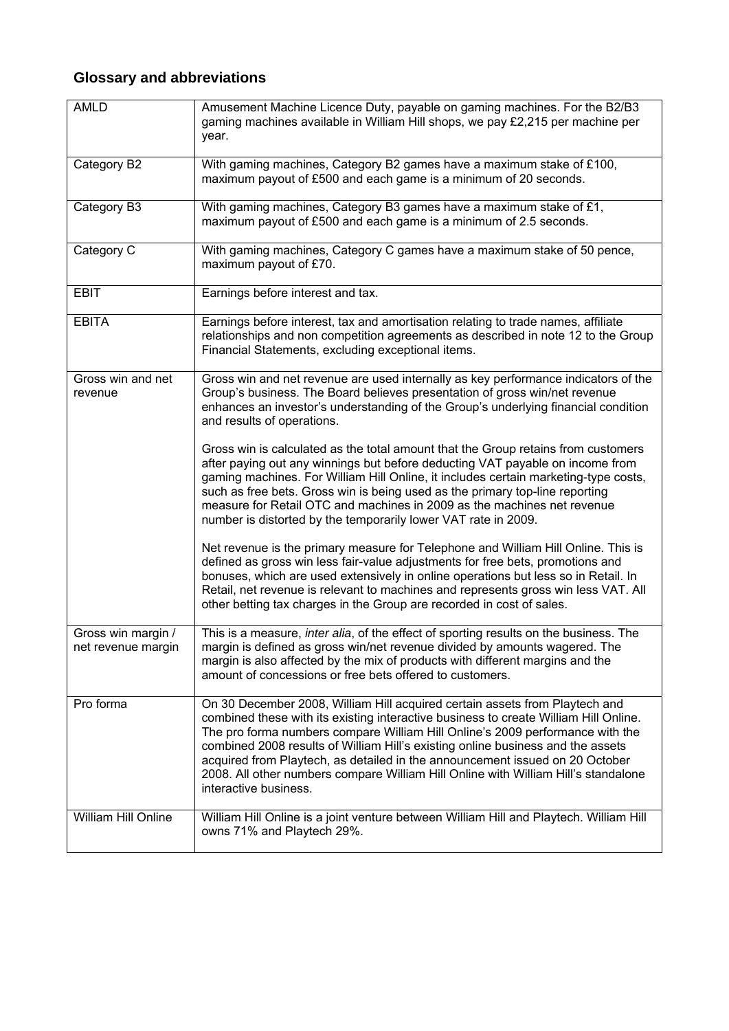## Glossary and abbreviations

| | |
|---|---|
| AMLD | Amusement Machine Licence Duty, payable on gaming machines. For the B2/B3 gaming machines available in William Hill shops, we pay £2,215 per machine per year. |
| Category B2 | With gaming machines, Category B2 games have a maximum stake of £100, maximum payout of £500 and each game is a minimum of 20 seconds. |
| Category B3 | With gaming machines, Category B3 games have a maximum stake of £1, maximum payout of £500 and each game is a minimum of 2.5 seconds. |
| Category C | With gaming machines, Category C games have a maximum stake of 50 pence, maximum payout of £70. |
| EBIT | Earnings before interest and tax. |
| EBITA | Earnings before interest, tax and amortisation relating to trade names, affiliate relationships and non competition agreements as described in note 12 to the Group Financial Statements, excluding exceptional items. |
| Gross win and net revenue | Gross win and net revenue are used internally as key performance indicators of the Group's business. The Board believes presentation of gross win/net revenue enhances an investor's understanding of the Group's underlying financial condition and results of operations.<br><br>Gross win is calculated as the total amount that the Group retains from customers after paying out any winnings but before deducting VAT payable on income from gaming machines. For William Hill Online, it includes certain marketing-type costs, such as free bets. Gross win is being used as the primary top-line reporting measure for Retail OTC and machines in 2009 as the machines net revenue number is distorted by the temporarily lower VAT rate in 2009.<br><br>Net revenue is the primary measure for Telephone and William Hill Online. This is defined as gross win less fair-value adjustments for free bets, promotions and bonuses, which are used extensively in online operations but less so in Retail. In Retail, net revenue is relevant to machines and represents gross win less VAT. All other betting tax charges in the Group are recorded in cost of sales. |
| Gross win margin / net revenue margin | This is a measure, *inter alia*, of the effect of sporting results on the business. The margin is defined as gross win/net revenue divided by amounts wagered. The margin is also affected by the mix of products with different margins and the amount of concessions or free bets offered to customers. |
| Pro forma | On 30 December 2008, William Hill acquired certain assets from Playtech and combined these with its existing interactive business to create William Hill Online. The pro forma numbers compare William Hill Online's 2009 performance with the combined 2008 results of William Hill's existing online business and the assets acquired from Playtech, as detailed in the announcement issued on 20 October 2008. All other numbers compare William Hill Online with William Hill's standalone interactive business. |
| William Hill Online | William Hill Online is a joint venture between William Hill and Playtech. William Hill owns 71% and Playtech 29%. |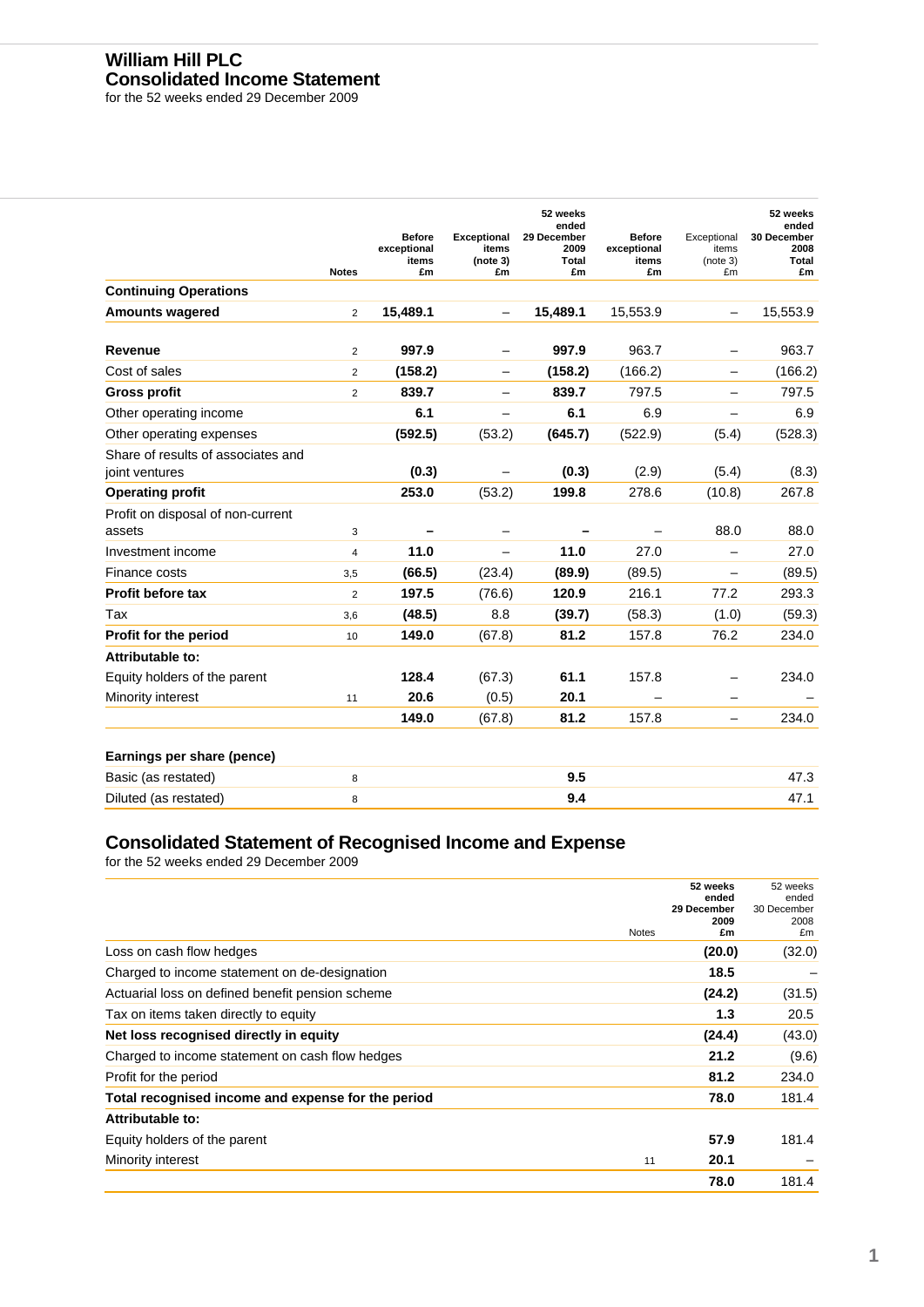# William Hill PLC
## Consolidated Income Statement
for the 52 weeks ended 29 December 2009

| | Notes | Before exceptional items £m | Exceptional items (note 3) £m | 52 weeks ended 29 December 2009 Total £m | Before exceptional items £m | Exceptional items (note 3) £m | 52 weeks ended 30 December 2008 Total £m |
|---|---|---|---|---|---|---|---|
| **Continuing Operations** | | | | | | | |
| **Amounts wagered** | 2 | **15,489.1** | – | **15,489.1** | 15,553.9 | – | 15,553.9 |
| **Revenue** | 2 | **997.9** | – | **997.9** | 963.7 | – | 963.7 |
| Cost of sales | 2 | **(158.2)** | – | **(158.2)** | (166.2) | – | (166.2) |
| **Gross profit** | 2 | **839.7** | – | **839.7** | 797.5 | – | 797.5 |
| Other operating income | | **6.1** | – | **6.1** | 6.9 | – | 6.9 |
| Other operating expenses | | **(592.5)** | (53.2) | **(645.7)** | (522.9) | (5.4) | (528.3) |
| Share of results of associates and joint ventures | | **(0.3)** | – | **(0.3)** | (2.9) | (5.4) | (8.3) |
| **Operating profit** | | **253.0** | (53.2) | **199.8** | 278.6 | (10.8) | 267.8 |
| Profit on disposal of non-current assets | 3 | **–** | – | **–** | – | 88.0 | 88.0 |
| Investment income | 4 | **11.0** | – | **11.0** | 27.0 | – | 27.0 |
| Finance costs | 3,5 | **(66.5)** | (23.4) | **(89.9)** | (89.5) | – | (89.5) |
| **Profit before tax** | 2 | **197.5** | (76.6) | **120.9** | 216.1 | 77.2 | 293.3 |
| Tax | 3,6 | **(48.5)** | 8.8 | **(39.7)** | (58.3) | (1.0) | (59.3) |
| **Profit for the period** | 10 | **149.0** | (67.8) | **81.2** | 157.8 | 76.2 | 234.0 |
| **Attributable to:** | | | | | | | |
| Equity holders of the parent | | **128.4** | (67.3) | **61.1** | 157.8 | – | 234.0 |
| Minority interest | 11 | **20.6** | (0.5) | **20.1** | – | – | – |
| | | **149.0** | (67.8) | **81.2** | 157.8 | – | 234.0 |
| **Earnings per share (pence)** | | | | | | | |
| Basic (as restated) | 8 | | | **9.5** | | | 47.3 |
| Diluted (as restated) | 8 | | | **9.4** | | | 47.1 |

## Consolidated Statement of Recognised Income and Expense
for the 52 weeks ended 29 December 2009

| | Notes | 52 weeks ended 29 December 2009 £m | 52 weeks ended 30 December 2008 £m |
|---|---|---|---|
| Loss on cash flow hedges | | **(20.0)** | (32.0) |
| Charged to income statement on de-designation | | **18.5** | – |
| Actuarial loss on defined benefit pension scheme | | **(24.2)** | (31.5) |
| Tax on items taken directly to equity | | **1.3** | 20.5 |
| **Net loss recognised directly in equity** | | **(24.4)** | (43.0) |
| Charged to income statement on cash flow hedges | | **21.2** | (9.6) |
| Profit for the period | | **81.2** | 234.0 |
| **Total recognised income and expense for the period** | | **78.0** | 181.4 |
| **Attributable to:** | | | |
| Equity holders of the parent | | **57.9** | 181.4 |
| Minority interest | 11 | **20.1** | – |
| | | **78.0** | 181.4 |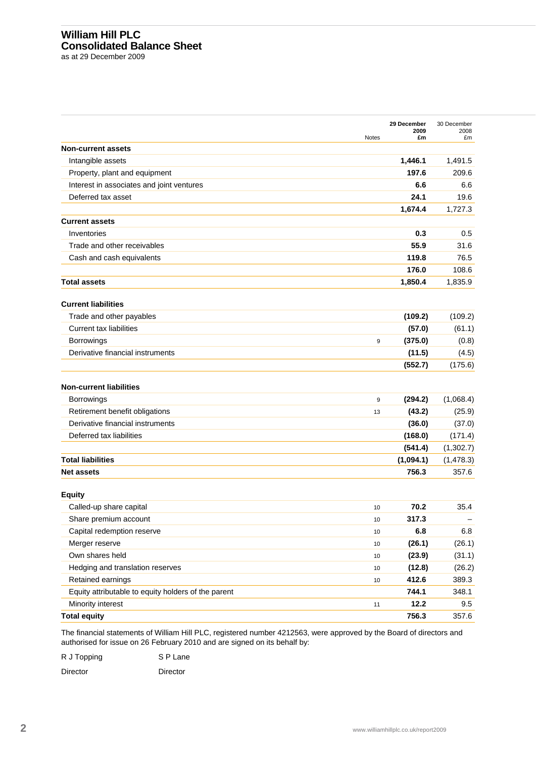# William Hill PLC
## Consolidated Balance Sheet
as at 29 December 2009

| | Notes | 29 December 2009 £m | 30 December 2008 £m |
|---|---|---|---|
| **Non-current assets** | | | |
| Intangible assets | | **1,446.1** | 1,491.5 |
| Property, plant and equipment | | **197.6** | 209.6 |
| Interest in associates and joint ventures | | **6.6** | 6.6 |
| Deferred tax asset | | **24.1** | 19.6 |
| | | **1,674.4** | 1,727.3 |
| **Current assets** | | | |
| Inventories | | **0.3** | 0.5 |
| Trade and other receivables | | **55.9** | 31.6 |
| Cash and cash equivalents | | **119.8** | 76.5 |
| | | **176.0** | 108.6 |
| **Total assets** | | **1,850.4** | 1,835.9 |
| **Current liabilities** | | | |
| Trade and other payables | | **(109.2)** | (109.2) |
| Current tax liabilities | | **(57.0)** | (61.1) |
| Borrowings | 9 | **(375.0)** | (0.8) |
| Derivative financial instruments | | **(11.5)** | (4.5) |
| | | **(552.7)** | (175.6) |
| **Non-current liabilities** | | | |
| Borrowings | 9 | **(294.2)** | (1,068.4) |
| Retirement benefit obligations | 13 | **(43.2)** | (25.9) |
| Derivative financial instruments | | **(36.0)** | (37.0) |
| Deferred tax liabilities | | **(168.0)** | (171.4) |
| | | **(541.4)** | (1,302.7) |
| **Total liabilities** | | **(1,094.1)** | (1,478.3) |
| **Net assets** | | **756.3** | 357.6 |
| **Equity** | | | |
| Called-up share capital | 10 | **70.2** | 35.4 |
| Share premium account | 10 | **317.3** | – |
| Capital redemption reserve | 10 | **6.8** | 6.8 |
| Merger reserve | 10 | **(26.1)** | (26.1) |
| Own shares held | 10 | **(23.9)** | (31.1) |
| Hedging and translation reserves | 10 | **(12.8)** | (26.2) |
| Retained earnings | 10 | **412.6** | 389.3 |
| Equity attributable to equity holders of the parent | | **744.1** | 348.1 |
| Minority interest | 11 | **12.2** | 9.5 |
| **Total equity** | | **756.3** | 357.6 |

The financial statements of William Hill PLC, registered number 4212563, were approved by the Board of directors and authorised for issue on 26 February 2010 and are signed on its behalf by:

R J Topping — Director

S P Lane — Director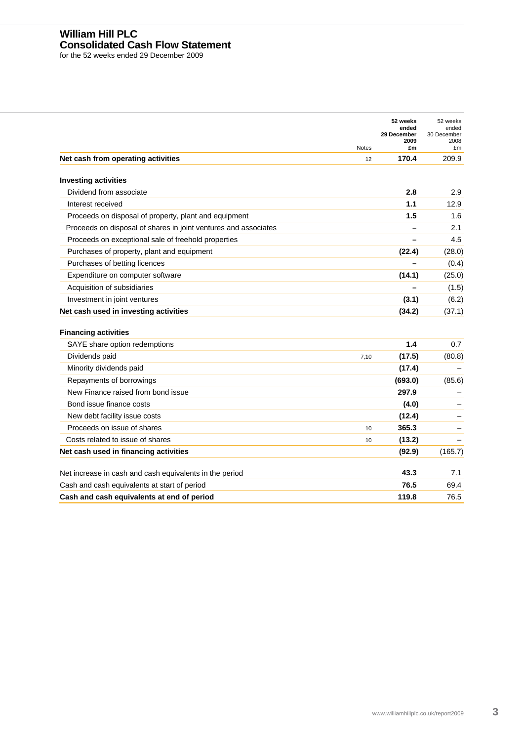# William Hill PLC
## Consolidated Cash Flow Statement

for the 52 weeks ended 29 December 2009

| | Notes | **52 weeks ended 29 December 2009 £m** | 52 weeks ended 30 December 2008 £m |
|---|---|---|---|
| **Net cash from operating activities** | 12 | **170.4** | 209.9 |
| **Investing activities** | | | |
| Dividend from associate | | **2.8** | 2.9 |
| Interest received | | **1.1** | 12.9 |
| Proceeds on disposal of property, plant and equipment | | **1.5** | 1.6 |
| Proceeds on disposal of shares in joint ventures and associates | | **–** | 2.1 |
| Proceeds on exceptional sale of freehold properties | | **–** | 4.5 |
| Purchases of property, plant and equipment | | **(22.4)** | (28.0) |
| Purchases of betting licences | | **–** | (0.4) |
| Expenditure on computer software | | **(14.1)** | (25.0) |
| Acquisition of subsidiaries | | **–** | (1.5) |
| Investment in joint ventures | | **(3.1)** | (6.2) |
| **Net cash used in investing activities** | | **(34.2)** | (37.1) |
| **Financing activities** | | | |
| SAYE share option redemptions | | **1.4** | 0.7 |
| Dividends paid | 7,10 | **(17.5)** | (80.8) |
| Minority dividends paid | | **(17.4)** | – |
| Repayments of borrowings | | **(693.0)** | (85.6) |
| New Finance raised from bond issue | | **297.9** | – |
| Bond issue finance costs | | **(4.0)** | – |
| New debt facility issue costs | | **(12.4)** | – |
| Proceeds on issue of shares | 10 | **365.3** | – |
| Costs related to issue of shares | 10 | **(13.2)** | – |
| **Net cash used in financing activities** | | **(92.9)** | (165.7) |
| Net increase in cash and cash equivalents in the period | | **43.3** | 7.1 |
| Cash and cash equivalents at start of period | | **76.5** | 69.4 |
| **Cash and cash equivalents at end of period** | | **119.8** | 76.5 |

www.williamhillplc.co.uk/report2009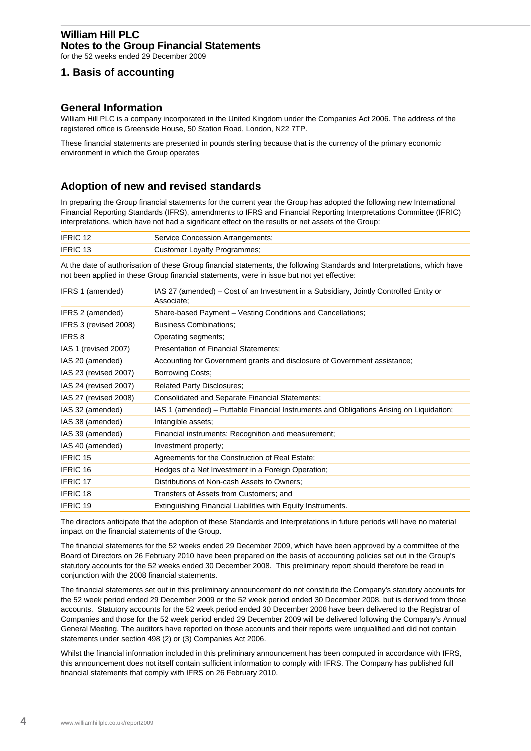# William Hill PLC
## Notes to the Group Financial Statements
for the 52 weeks ended 29 December 2009

## 1. Basis of accounting

### General Information

William Hill PLC is a company incorporated in the United Kingdom under the Companies Act 2006. The address of the registered office is Greenside House, 50 Station Road, London, N22 7TP.

These financial statements are presented in pounds sterling because that is the currency of the primary economic environment in which the Group operates

### Adoption of new and revised standards

In preparing the Group financial statements for the current year the Group has adopted the following new International Financial Reporting Standards (IFRS), amendments to IFRS and Financial Reporting Interpretations Committee (IFRIC) interpretations, which have not had a significant effect on the results or net assets of the Group:

| | |
|---|---|
| IFRIC 12 | Service Concession Arrangements; |
| IFRIC 13 | Customer Loyalty Programmes; |

At the date of authorisation of these Group financial statements, the following Standards and Interpretations, which have not been applied in these Group financial statements, were in issue but not yet effective:

| | |
|---|---|
| IFRS 1 (amended) | IAS 27 (amended) – Cost of an Investment in a Subsidiary, Jointly Controlled Entity or Associate; |
| IFRS 2 (amended) | Share-based Payment – Vesting Conditions and Cancellations; |
| IFRS 3 (revised 2008) | Business Combinations; |
| IFRS 8 | Operating segments; |
| IAS 1 (revised 2007) | Presentation of Financial Statements; |
| IAS 20 (amended) | Accounting for Government grants and disclosure of Government assistance; |
| IAS 23 (revised 2007) | Borrowing Costs; |
| IAS 24 (revised 2007) | Related Party Disclosures; |
| IAS 27 (revised 2008) | Consolidated and Separate Financial Statements; |
| IAS 32 (amended) | IAS 1 (amended) – Puttable Financial Instruments and Obligations Arising on Liquidation; |
| IAS 38 (amended) | Intangible assets; |
| IAS 39 (amended) | Financial instruments: Recognition and measurement; |
| IAS 40 (amended) | Investment property; |
| IFRIC 15 | Agreements for the Construction of Real Estate; |
| IFRIC 16 | Hedges of a Net Investment in a Foreign Operation; |
| IFRIC 17 | Distributions of Non-cash Assets to Owners; |
| IFRIC 18 | Transfers of Assets from Customers; and |
| IFRIC 19 | Extinguishing Financial Liabilities with Equity Instruments. |

The directors anticipate that the adoption of these Standards and Interpretations in future periods will have no material impact on the financial statements of the Group.

The financial statements for the 52 weeks ended 29 December 2009, which have been approved by a committee of the Board of Directors on 26 February 2010 have been prepared on the basis of accounting policies set out in the Group's statutory accounts for the 52 weeks ended 30 December 2008. This preliminary report should therefore be read in conjunction with the 2008 financial statements.

The financial statements set out in this preliminary announcement do not constitute the Company's statutory accounts for the 52 week period ended 29 December 2009 or the 52 week period ended 30 December 2008, but is derived from those accounts. Statutory accounts for the 52 week period ended 30 December 2008 have been delivered to the Registrar of Companies and those for the 52 week period ended 29 December 2009 will be delivered following the Company's Annual General Meeting. The auditors have reported on those accounts and their reports were unqualified and did not contain statements under section 498 (2) or (3) Companies Act 2006.

Whilst the financial information included in this preliminary announcement has been computed in accordance with IFRS, this announcement does not itself contain sufficient information to comply with IFRS. The Company has published full financial statements that comply with IFRS on 26 February 2010.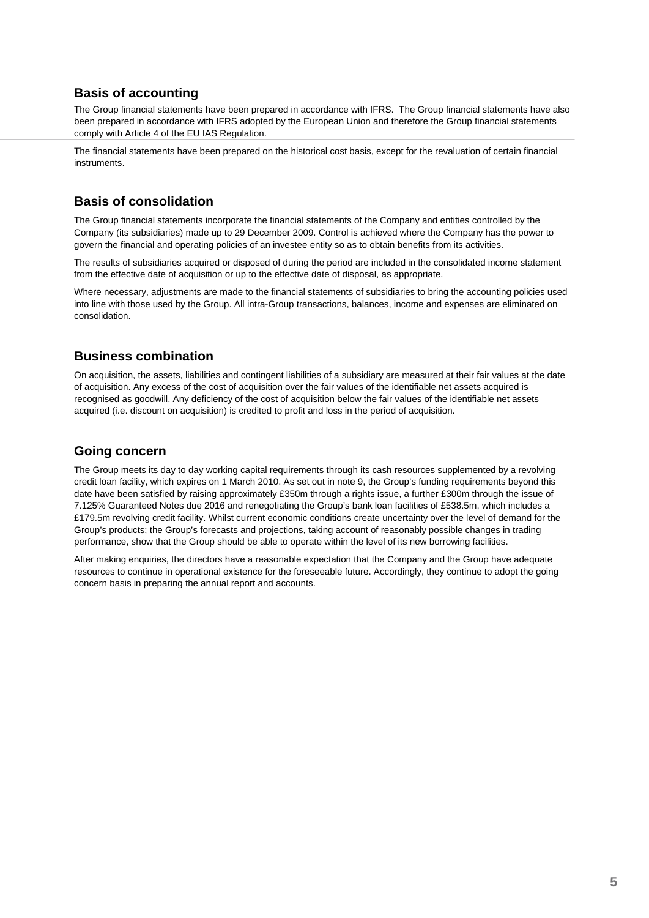## Basis of accounting

The Group financial statements have been prepared in accordance with IFRS. The Group financial statements have also been prepared in accordance with IFRS adopted by the European Union and therefore the Group financial statements comply with Article 4 of the EU IAS Regulation.

The financial statements have been prepared on the historical cost basis, except for the revaluation of certain financial instruments.

## Basis of consolidation

The Group financial statements incorporate the financial statements of the Company and entities controlled by the Company (its subsidiaries) made up to 29 December 2009. Control is achieved where the Company has the power to govern the financial and operating policies of an investee entity so as to obtain benefits from its activities.

The results of subsidiaries acquired or disposed of during the period are included in the consolidated income statement from the effective date of acquisition or up to the effective date of disposal, as appropriate.

Where necessary, adjustments are made to the financial statements of subsidiaries to bring the accounting policies used into line with those used by the Group. All intra-Group transactions, balances, income and expenses are eliminated on consolidation.

## Business combination

On acquisition, the assets, liabilities and contingent liabilities of a subsidiary are measured at their fair values at the date of acquisition. Any excess of the cost of acquisition over the fair values of the identifiable net assets acquired is recognised as goodwill. Any deficiency of the cost of acquisition below the fair values of the identifiable net assets acquired (i.e. discount on acquisition) is credited to profit and loss in the period of acquisition.

## Going concern

The Group meets its day to day working capital requirements through its cash resources supplemented by a revolving credit loan facility, which expires on 1 March 2010. As set out in note 9, the Group's funding requirements beyond this date have been satisfied by raising approximately £350m through a rights issue, a further £300m through the issue of 7.125% Guaranteed Notes due 2016 and renegotiating the Group's bank loan facilities of £538.5m, which includes a £179.5m revolving credit facility. Whilst current economic conditions create uncertainty over the level of demand for the Group's products; the Group's forecasts and projections, taking account of reasonably possible changes in trading performance, show that the Group should be able to operate within the level of its new borrowing facilities.

After making enquiries, the directors have a reasonable expectation that the Company and the Group have adequate resources to continue in operational existence for the foreseeable future. Accordingly, they continue to adopt the going concern basis in preparing the annual report and accounts.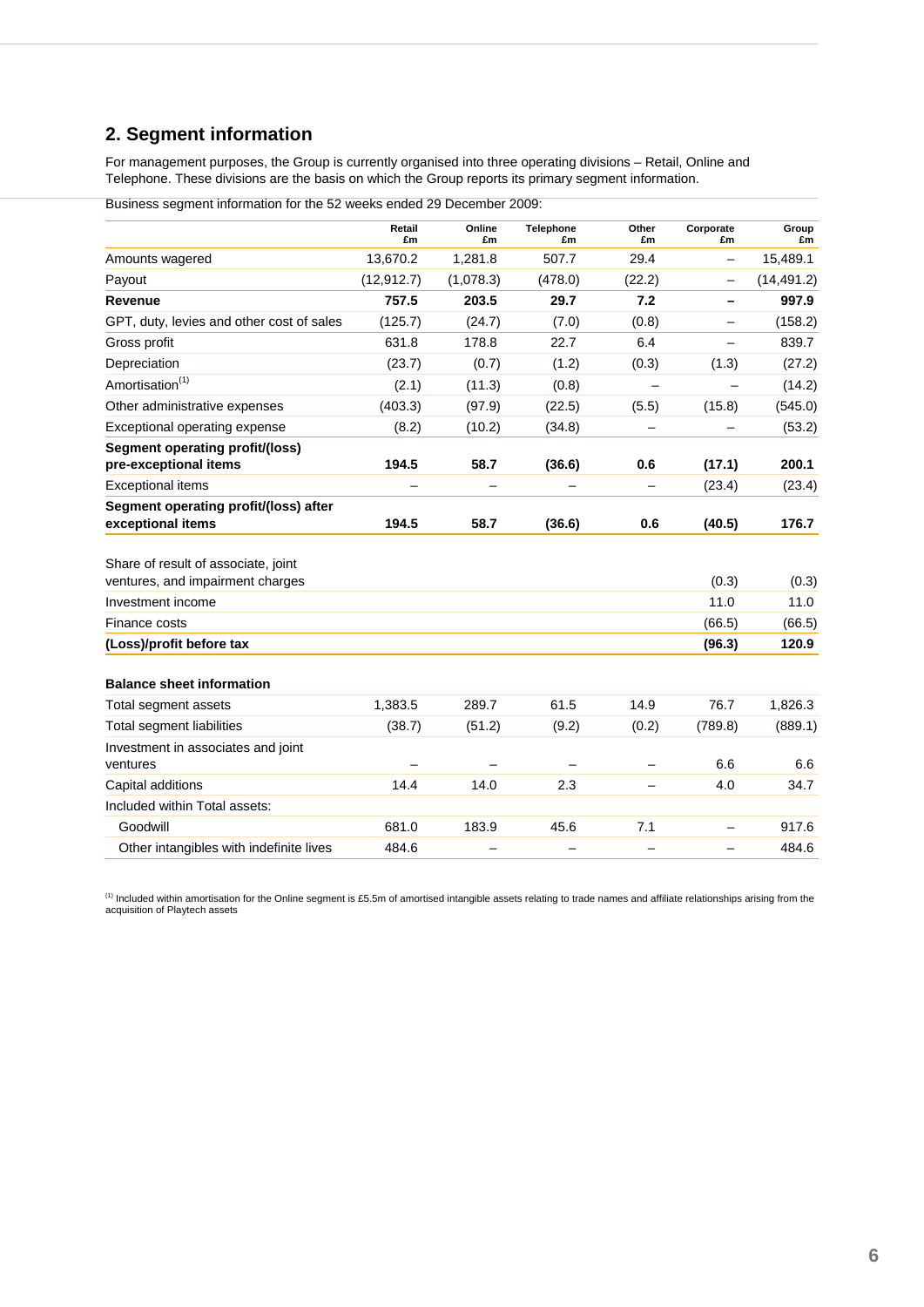## 2. Segment information

For management purposes, the Group is currently organised into three operating divisions – Retail, Online and Telephone. These divisions are the basis on which the Group reports its primary segment information.

Business segment information for the 52 weeks ended 29 December 2009:

| | Retail £m | Online £m | Telephone £m | Other £m | Corporate £m | Group £m |
|---|---|---|---|---|---|---|
| Amounts wagered | 13,670.2 | 1,281.8 | 507.7 | 29.4 | – | 15,489.1 |
| Payout | (12,912.7) | (1,078.3) | (478.0) | (22.2) | – | (14,491.2) |
| **Revenue** | **757.5** | **203.5** | **29.7** | **7.2** | **–** | **997.9** |
| GPT, duty, levies and other cost of sales | (125.7) | (24.7) | (7.0) | (0.8) | – | (158.2) |
| Gross profit | 631.8 | 178.8 | 22.7 | 6.4 | – | 839.7 |
| Depreciation | (23.7) | (0.7) | (1.2) | (0.3) | (1.3) | (27.2) |
| Amortisation[(1)] | (2.1) | (11.3) | (0.8) | – | – | (14.2) |
| Other administrative expenses | (403.3) | (97.9) | (22.5) | (5.5) | (15.8) | (545.0) |
| Exceptional operating expense | (8.2) | (10.2) | (34.8) | – | – | (53.2) |
| **Segment operating profit/(loss) pre-exceptional items** | **194.5** | **58.7** | **(36.6)** | **0.6** | **(17.1)** | **200.1** |
| Exceptional items | – | – | – | – | (23.4) | (23.4) |
| **Segment operating profit/(loss) after exceptional items** | **194.5** | **58.7** | **(36.6)** | **0.6** | **(40.5)** | **176.7** |
| Share of result of associate, joint ventures, and impairment charges | | | | | (0.3) | (0.3) |
| Investment income | | | | | 11.0 | 11.0 |
| Finance costs | | | | | (66.5) | (66.5) |
| **(Loss)/profit before tax** | | | | | **(96.3)** | **120.9** |
| **Balance sheet information** | | | | | | |
| Total segment assets | 1,383.5 | 289.7 | 61.5 | 14.9 | 76.7 | 1,826.3 |
| Total segment liabilities | (38.7) | (51.2) | (9.2) | (0.2) | (789.8) | (889.1) |
| Investment in associates and joint ventures | – | – | – | – | 6.6 | 6.6 |
| Capital additions | 14.4 | 14.0 | 2.3 | – | 4.0 | 34.7 |
| Included within Total assets: | | | | | | |
| Goodwill | 681.0 | 183.9 | 45.6 | 7.1 | – | 917.6 |
| Other intangibles with indefinite lives | 484.6 | – | – | – | – | 484.6 |

(1) Included within amortisation for the Online segment is £5.5m of amortised intangible assets relating to trade names and affiliate relationships arising from the acquisition of Playtech assets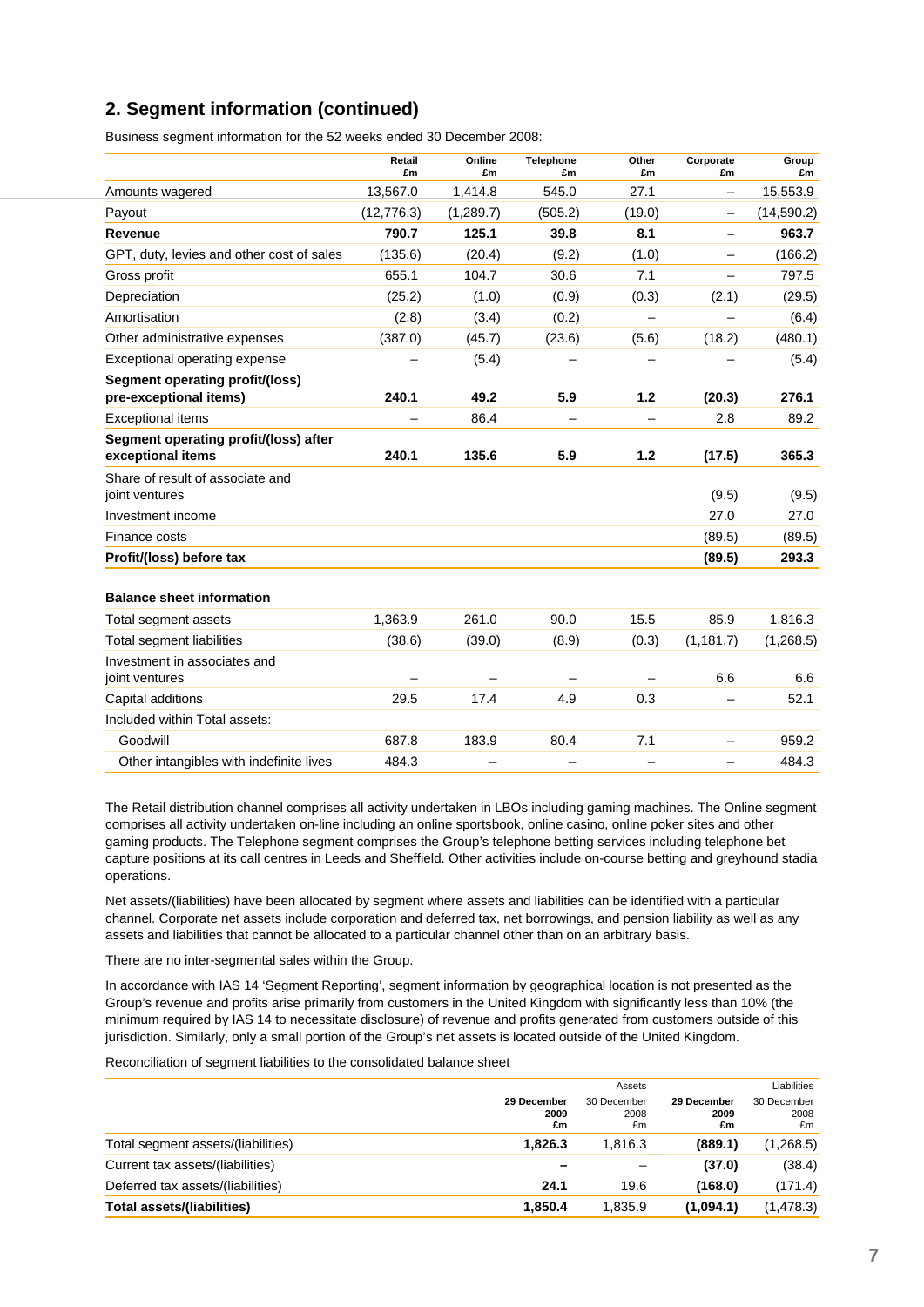## 2. Segment information (continued)

Business segment information for the 52 weeks ended 30 December 2008:

| | Retail £m | Online £m | Telephone £m | Other £m | Corporate £m | Group £m |
|---|---|---|---|---|---|---|
| Amounts wagered | 13,567.0 | 1,414.8 | 545.0 | 27.1 | – | 15,553.9 |
| Payout | (12,776.3) | (1,289.7) | (505.2) | (19.0) | – | (14,590.2) |
| **Revenue** | **790.7** | **125.1** | **39.8** | **8.1** | **–** | **963.7** |
| GPT, duty, levies and other cost of sales | (135.6) | (20.4) | (9.2) | (1.0) | – | (166.2) |
| Gross profit | 655.1 | 104.7 | 30.6 | 7.1 | – | 797.5 |
| Depreciation | (25.2) | (1.0) | (0.9) | (0.3) | (2.1) | (29.5) |
| Amortisation | (2.8) | (3.4) | (0.2) | – | – | (6.4) |
| Other administrative expenses | (387.0) | (45.7) | (23.6) | (5.6) | (18.2) | (480.1) |
| Exceptional operating expense | – | (5.4) | – | – | – | (5.4) |
| **Segment operating profit/(loss) pre-exceptional items)** | **240.1** | **49.2** | **5.9** | **1.2** | **(20.3)** | **276.1** |
| Exceptional items | – | 86.4 | – | – | 2.8 | 89.2 |
| **Segment operating profit/(loss) after exceptional items** | **240.1** | **135.6** | **5.9** | **1.2** | **(17.5)** | **365.3** |
| Share of result of associate and joint ventures | | | | | (9.5) | (9.5) |
| Investment income | | | | | 27.0 | 27.0 |
| Finance costs | | | | | (89.5) | (89.5) |
| **Profit/(loss) before tax** | | | | | **(89.5)** | **293.3** |
| | | | | | | |
| **Balance sheet information** | | | | | | |
| Total segment assets | 1,363.9 | 261.0 | 90.0 | 15.5 | 85.9 | 1,816.3 |
| Total segment liabilities | (38.6) | (39.0) | (8.9) | (0.3) | (1,181.7) | (1,268.5) |
| Investment in associates and joint ventures | – | – | – | – | 6.6 | 6.6 |
| Capital additions | 29.5 | 17.4 | 4.9 | 0.3 | – | 52.1 |
| Included within Total assets: | | | | | | |
| Goodwill | 687.8 | 183.9 | 80.4 | 7.1 | – | 959.2 |
| Other intangibles with indefinite lives | 484.3 | – | – | – | – | 484.3 |

The Retail distribution channel comprises all activity undertaken in LBOs including gaming machines. The Online segment comprises all activity undertaken on-line including an online sportsbook, online casino, online poker sites and other gaming products. The Telephone segment comprises the Group's telephone betting services including telephone bet capture positions at its call centres in Leeds and Sheffield. Other activities include on-course betting and greyhound stadia operations.

Net assets/(liabilities) have been allocated by segment where assets and liabilities can be identified with a particular channel. Corporate net assets include corporation and deferred tax, net borrowings, and pension liability as well as any assets and liabilities that cannot be allocated to a particular channel other than on an arbitrary basis.

There are no inter-segmental sales within the Group.

In accordance with IAS 14 'Segment Reporting', segment information by geographical location is not presented as the Group's revenue and profits arise primarily from customers in the United Kingdom with significantly less than 10% (the minimum required by IAS 14 to necessitate disclosure) of revenue and profits generated from customers outside of this jurisdiction. Similarly, only a small portion of the Group's net assets is located outside of the United Kingdom.

Reconciliation of segment liabilities to the consolidated balance sheet

| | Assets | | Liabilities | |
|---|---|---|---|---|
| | **29 December 2009 £m** | 30 December 2008 £m | **29 December 2009 £m** | 30 December 2008 £m |
| Total segment assets/(liabilities) | **1,826.3** | 1,816.3 | **(889.1)** | (1,268.5) |
| Current tax assets/(liabilities) | **–** | – | **(37.0)** | (38.4) |
| Deferred tax assets/(liabilities) | **24.1** | 19.6 | **(168.0)** | (171.4) |
| **Total assets/(liabilities)** | **1,850.4** | 1,835.9 | **(1,094.1)** | (1,478.3) |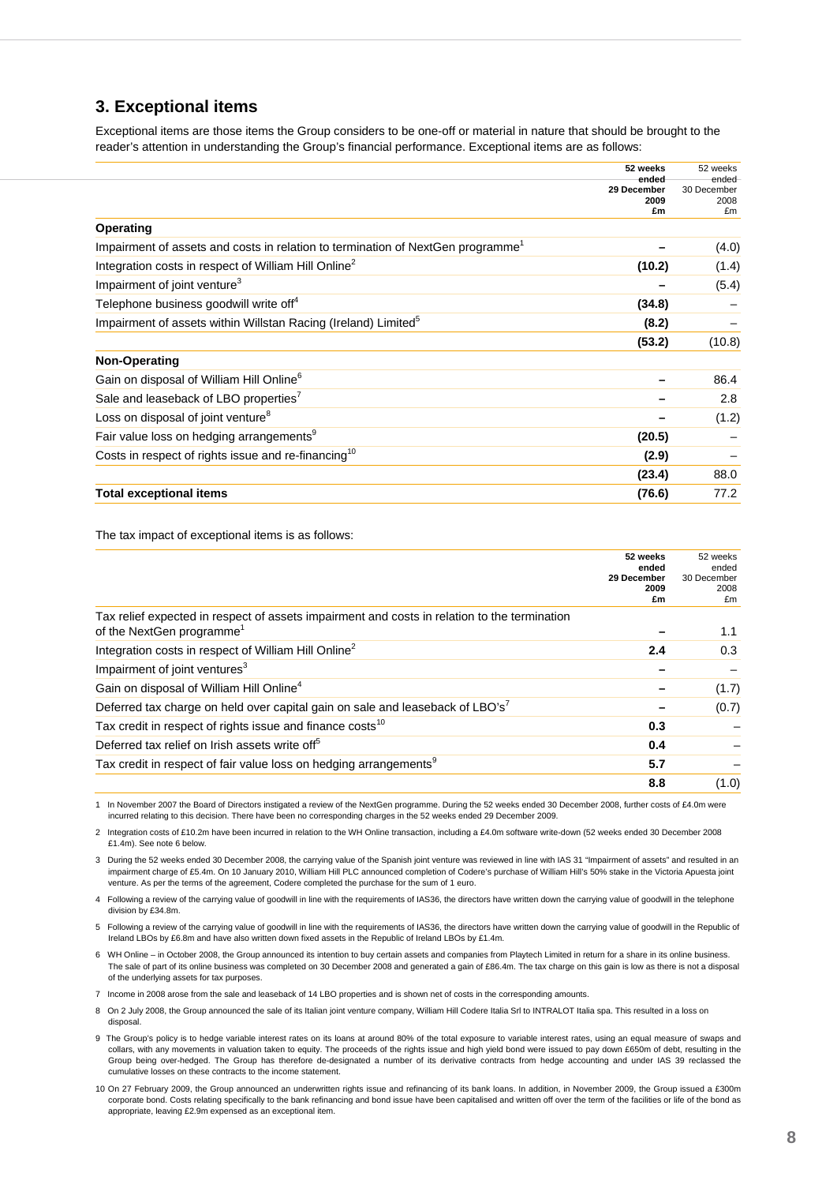## 3. Exceptional items

Exceptional items are those items the Group considers to be one-off or material in nature that should be brought to the reader's attention in understanding the Group's financial performance. Exceptional items are as follows:

| | 52 weeks ended 29 December 2009 £m | 52 weeks ended 30 December 2008 £m |
|---|---|---|
| **Operating** | | |
| Impairment of assets and costs in relation to termination of NextGen programme[1] | – | (4.0) |
| Integration costs in respect of William Hill Online[2] | (10.2) | (1.4) |
| Impairment of joint venture[3] | – | (5.4) |
| Telephone business goodwill write off[4] | (34.8) | – |
| Impairment of assets within Willstan Racing (Ireland) Limited[5] | (8.2) | – |
| | (53.2) | (10.8) |
| **Non-Operating** | | |
| Gain on disposal of William Hill Online[6] | – | 86.4 |
| Sale and leaseback of LBO properties[7] | – | 2.8 |
| Loss on disposal of joint venture[8] | – | (1.2) |
| Fair value loss on hedging arrangements[9] | (20.5) | – |
| Costs in respect of rights issue and re-financing[10] | (2.9) | – |
| | (23.4) | 88.0 |
| **Total exceptional items** | **(76.6)** | **77.2** |

The tax impact of exceptional items is as follows:

| | 52 weeks ended 29 December 2009 £m | 52 weeks ended 30 December 2008 £m |
|---|---|---|
| Tax relief expected in respect of assets impairment and costs in relation to the termination of the NextGen programme[1] | – | 1.1 |
| Integration costs in respect of William Hill Online[2] | 2.4 | 0.3 |
| Impairment of joint ventures[3] | – | – |
| Gain on disposal of William Hill Online[4] | – | (1.7) |
| Deferred tax charge on held over capital gain on sale and leaseback of LBO's[7] | – | (0.7) |
| Tax credit in respect of rights issue and finance costs[10] | 0.3 | – |
| Deferred tax relief on Irish assets write off[5] | 0.4 | – |
| Tax credit in respect of fair value loss on hedging arrangements[9] | 5.7 | – |
| | 8.8 | (1.0) |

1 In November 2007 the Board of Directors instigated a review of the NextGen programme. During the 52 weeks ended 30 December 2008, further costs of £4.0m were incurred relating to this decision. There have been no corresponding charges in the 52 weeks ended 29 December 2009.

2 Integration costs of £10.2m have been incurred in relation to the WH Online transaction, including a £4.0m software write-down (52 weeks ended 30 December 2008 £1.4m). See note 6 below.

3 During the 52 weeks ended 30 December 2008, the carrying value of the Spanish joint venture was reviewed in line with IAS 31 "Impairment of assets" and resulted in an impairment charge of £5.4m. On 10 January 2010, William Hill PLC announced completion of Codere's purchase of William Hill's 50% stake in the Victoria Apuesta joint venture. As per the terms of the agreement, Codere completed the purchase for the sum of 1 euro.

4 Following a review of the carrying value of goodwill in line with the requirements of IAS36, the directors have written down the carrying value of goodwill in the telephone division by £34.8m.

5 Following a review of the carrying value of goodwill in line with the requirements of IAS36, the directors have written down the carrying value of goodwill in the Republic of Ireland LBOs by £6.8m and have also written down fixed assets in the Republic of Ireland LBOs by £1.4m.

6 WH Online – in October 2008, the Group announced its intention to buy certain assets and companies from Playtech Limited in return for a share in its online business. The sale of part of its online business was completed on 30 December 2008 and generated a gain of £86.4m. The tax charge on this gain is low as there is not a disposal of the underlying assets for tax purposes.

7 Income in 2008 arose from the sale and leaseback of 14 LBO properties and is shown net of costs in the corresponding amounts.

8 On 2 July 2008, the Group announced the sale of its Italian joint venture company, William Hill Codere Italia Srl to INTRALOT Italia spa. This resulted in a loss on disposal.

9 The Group's policy is to hedge variable interest rates on its loans at around 80% of the total exposure to variable interest rates, using an equal measure of swaps and collars, with any movements in valuation taken to equity. The proceeds of the rights issue and high yield bond were issued to pay down £650m of debt, resulting in the Group being over-hedged. The Group has therefore de-designated a number of its derivative contracts from hedge accounting and under IAS 39 reclassed the cumulative losses on these contracts to the income statement.

10 On 27 February 2009, the Group announced an underwritten rights issue and refinancing of its bank loans. In addition, in November 2009, the Group issued a £300m corporate bond. Costs relating specifically to the bank refinancing and bond issue have been capitalised and written off over the term of the facilities or life of the bond as appropriate, leaving £2.9m expensed as an exceptional item.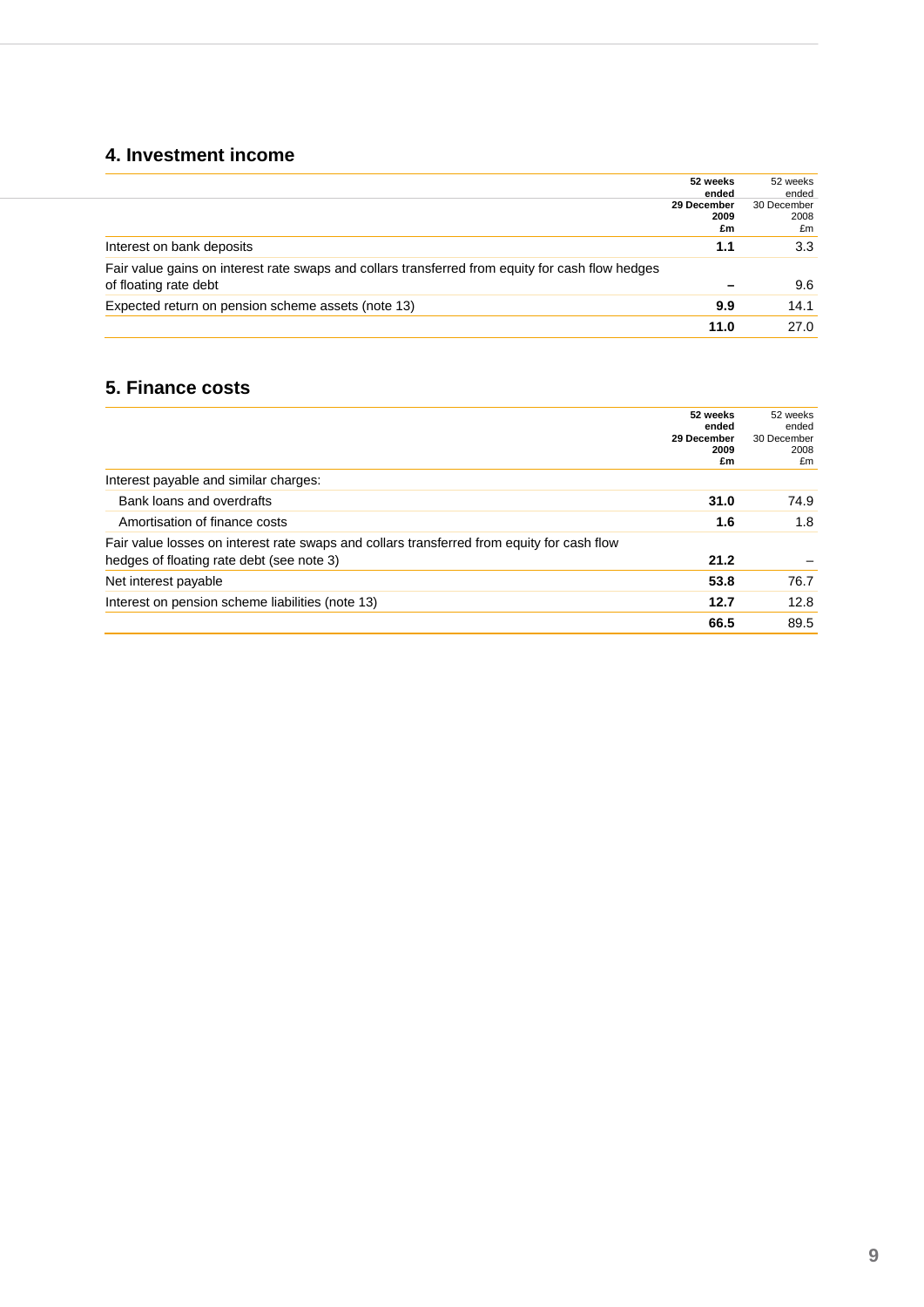## 4. Investment income

| | 52 weeks ended 29 December 2009 £m | 52 weeks ended 30 December 2008 £m |
|---|---|---|
| Interest on bank deposits | **1.1** | 3.3 |
| Fair value gains on interest rate swaps and collars transferred from equity for cash flow hedges of floating rate debt | **–** | 9.6 |
| Expected return on pension scheme assets (note 13) | **9.9** | 14.1 |
| | **11.0** | 27.0 |

## 5. Finance costs

| | 52 weeks ended 29 December 2009 £m | 52 weeks ended 30 December 2008 £m |
|---|---|---|
| Interest payable and similar charges: | | |
| Bank loans and overdrafts | **31.0** | 74.9 |
| Amortisation of finance costs | **1.6** | 1.8 |
| Fair value losses on interest rate swaps and collars transferred from equity for cash flow hedges of floating rate debt (see note 3) | **21.2** | – |
| Net interest payable | **53.8** | 76.7 |
| Interest on pension scheme liabilities (note 13) | **12.7** | 12.8 |
| | **66.5** | 89.5 |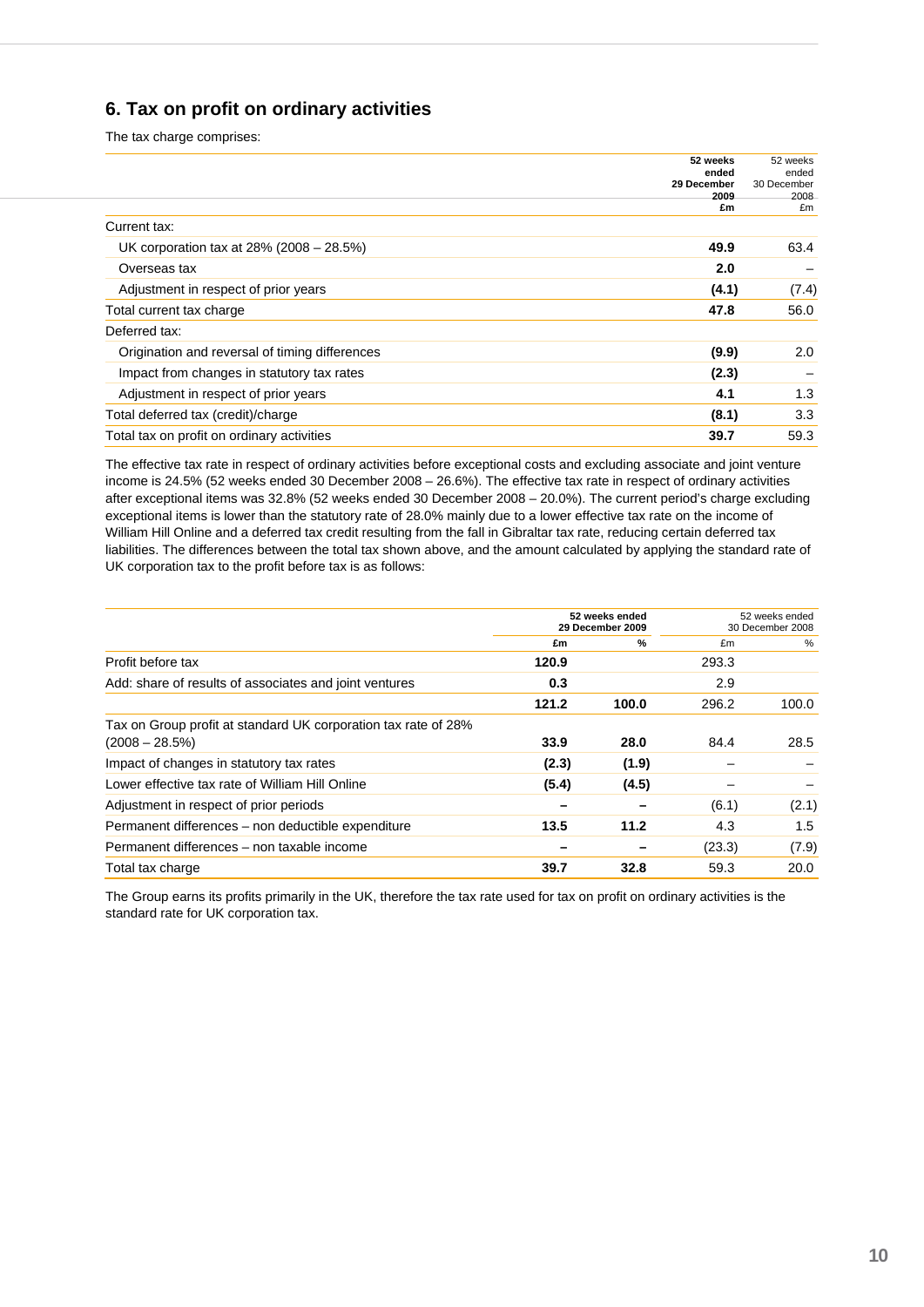## 6. Tax on profit on ordinary activities

The tax charge comprises:

| | 52 weeks ended 29 December 2009 £m | 52 weeks ended 30 December 2008 £m |
|---|---|---|
| Current tax: | | |
| UK corporation tax at 28% (2008 – 28.5%) | **49.9** | 63.4 |
| Overseas tax | **2.0** | – |
| Adjustment in respect of prior years | **(4.1)** | (7.4) |
| Total current tax charge | **47.8** | 56.0 |
| Deferred tax: | | |
| Origination and reversal of timing differences | **(9.9)** | 2.0 |
| Impact from changes in statutory tax rates | **(2.3)** | – |
| Adjustment in respect of prior years | **4.1** | 1.3 |
| Total deferred tax (credit)/charge | **(8.1)** | 3.3 |
| Total tax on profit on ordinary activities | **39.7** | 59.3 |

The effective tax rate in respect of ordinary activities before exceptional costs and excluding associate and joint venture income is 24.5% (52 weeks ended 30 December 2008 – 26.6%). The effective tax rate in respect of ordinary activities after exceptional items was 32.8% (52 weeks ended 30 December 2008 – 20.0%). The current period's charge excluding exceptional items is lower than the statutory rate of 28.0% mainly due to a lower effective tax rate on the income of William Hill Online and a deferred tax credit resulting from the fall in Gibraltar tax rate, reducing certain deferred tax liabilities. The differences between the total tax shown above, and the amount calculated by applying the standard rate of UK corporation tax to the profit before tax is as follows:

| | 52 weeks ended 29 December 2009 | | 52 weeks ended 30 December 2008 | |
|---|---|---|---|---|
| | £m | % | £m | % |
| Profit before tax | **120.9** | | 293.3 | |
| Add: share of results of associates and joint ventures | **0.3** | | 2.9 | |
| | **121.2** | **100.0** | 296.2 | 100.0 |
| Tax on Group profit at standard UK corporation tax rate of 28% (2008 – 28.5%) | **33.9** | **28.0** | 84.4 | 28.5 |
| Impact of changes in statutory tax rates | **(2.3)** | **(1.9)** | – | – |
| Lower effective tax rate of William Hill Online | **(5.4)** | **(4.5)** | – | – |
| Adjustment in respect of prior periods | **–** | **–** | (6.1) | (2.1) |
| Permanent differences – non deductible expenditure | **13.5** | **11.2** | 4.3 | 1.5 |
| Permanent differences – non taxable income | **–** | **–** | (23.3) | (7.9) |
| Total tax charge | **39.7** | **32.8** | 59.3 | 20.0 |

The Group earns its profits primarily in the UK, therefore the tax rate used for tax on profit on ordinary activities is the standard rate for UK corporation tax.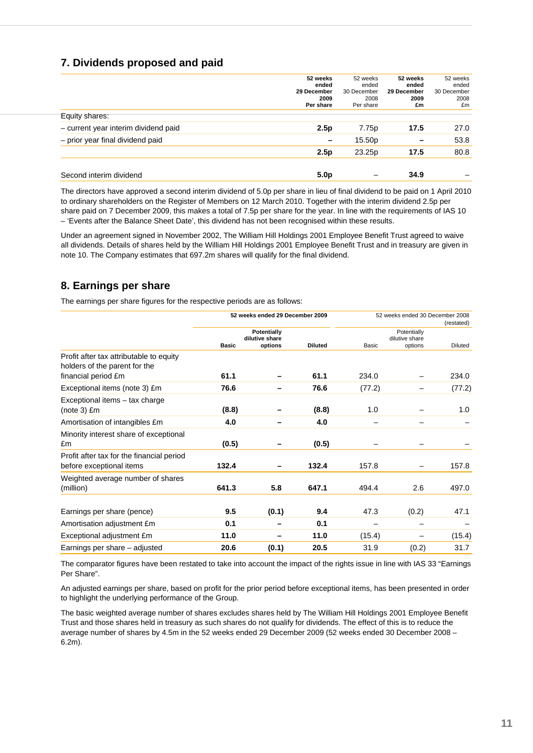## 7. Dividends proposed and paid

| | 52 weeks ended 29 December 2009 Per share | 52 weeks ended 30 December 2008 Per share | 52 weeks ended 29 December 2009 £m | 52 weeks ended 30 December 2008 £m |
|---|---|---|---|---|
| Equity shares: | | | | |
| – current year interim dividend paid | **2.5p** | 7.75p | **17.5** | 27.0 |
| – prior year final dividend paid | **–** | 15.50p | **–** | 53.8 |
| | **2.5p** | 23.25p | **17.5** | 80.8 |
| Second interim dividend | **5.0p** | – | **34.9** | – |

The directors have approved a second interim dividend of 5.0p per share in lieu of final dividend to be paid on 1 April 2010 to ordinary shareholders on the Register of Members on 12 March 2010. Together with the interim dividend 2.5p per share paid on 7 December 2009, this makes a total of 7.5p per share for the year. In line with the requirements of IAS 10 – 'Events after the Balance Sheet Date', this dividend has not been recognised within these results.

Under an agreement signed in November 2002, The William Hill Holdings 2001 Employee Benefit Trust agreed to waive all dividends. Details of shares held by the William Hill Holdings 2001 Employee Benefit Trust and in treasury are given in note 10. The Company estimates that 697.2m shares will qualify for the final dividend.

## 8. Earnings per share

The earnings per share figures for the respective periods are as follows:

| | 52 weeks ended 29 December 2009 | | | 52 weeks ended 30 December 2008 (restated) | | |
|---|---|---|---|---|---|---|
| | **Basic** | **Potentially dilutive share options** | **Diluted** | Basic | Potentially dilutive share options | Diluted |
| Profit after tax attributable to equity holders of the parent for the financial period £m | **61.1** | **–** | **61.1** | 234.0 | – | 234.0 |
| Exceptional items (note 3) £m | **76.6** | **–** | **76.6** | (77.2) | – | (77.2) |
| Exceptional items – tax charge (note 3) £m | **(8.8)** | **–** | **(8.8)** | 1.0 | – | 1.0 |
| Amortisation of intangibles £m | **4.0** | **–** | **4.0** | – | – | – |
| Minority interest share of exceptional £m | **(0.5)** | **–** | **(0.5)** | – | – | – |
| Profit after tax for the financial period before exceptional items | **132.4** | **–** | **132.4** | 157.8 | – | 157.8 |
| Weighted average number of shares (million) | **641.3** | **5.8** | **647.1** | 494.4 | 2.6 | 497.0 |
| Earnings per share (pence) | **9.5** | **(0.1)** | **9.4** | 47.3 | (0.2) | 47.1 |
| Amortisation adjustment £m | **0.1** | **–** | **0.1** | – | – | – |
| Exceptional adjustment £m | **11.0** | **–** | **11.0** | (15.4) | – | (15.4) |
| Earnings per share – adjusted | **20.6** | **(0.1)** | **20.5** | 31.9 | (0.2) | 31.7 |

The comparator figures have been restated to take into account the impact of the rights issue in line with IAS 33 "Earnings Per Share".

An adjusted earnings per share, based on profit for the prior period before exceptional items, has been presented in order to highlight the underlying performance of the Group.

The basic weighted average number of shares excludes shares held by The William Hill Holdings 2001 Employee Benefit Trust and those shares held in treasury as such shares do not qualify for dividends. The effect of this is to reduce the average number of shares by 4.5m in the 52 weeks ended 29 December 2009 (52 weeks ended 30 December 2008 – 6.2m).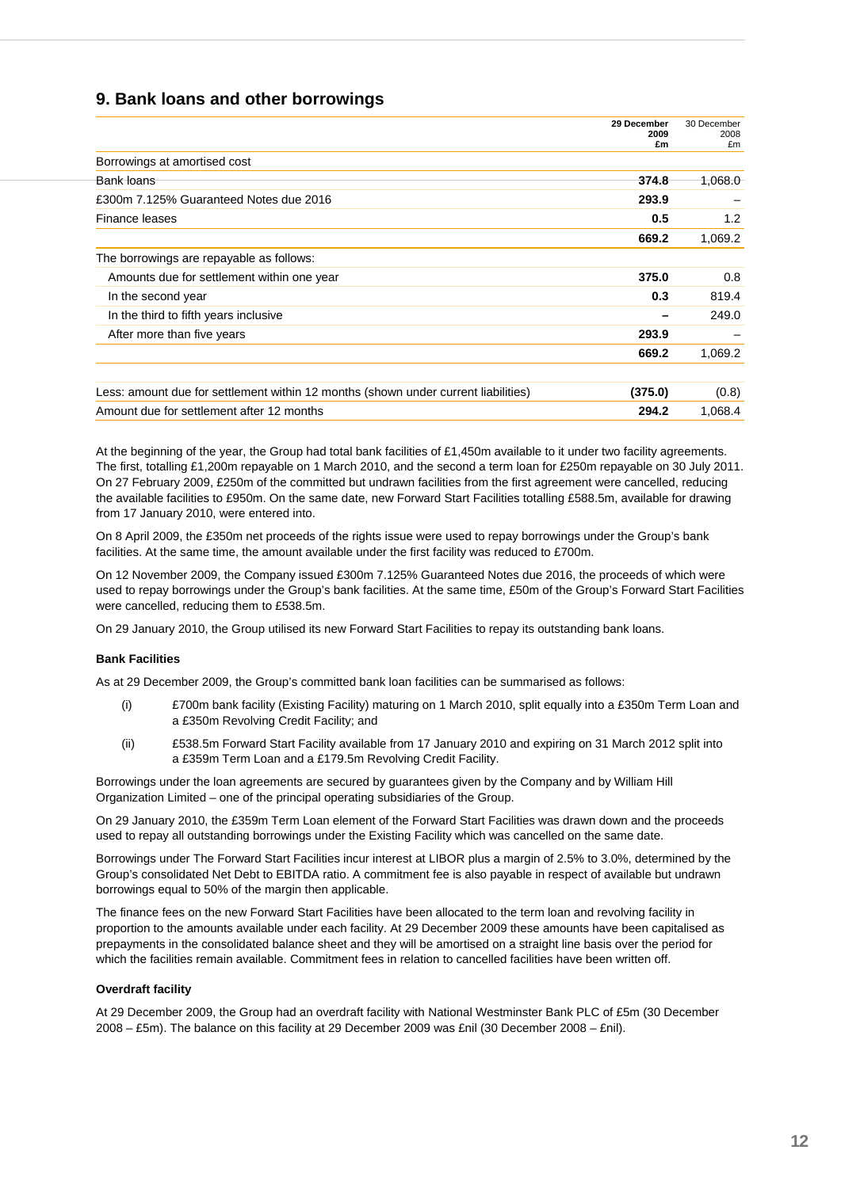## 9. Bank loans and other borrowings

| | 29 December 2009 £m | 30 December 2008 £m |
|---|---|---|
| Borrowings at amortised cost | | |
| Bank loans | **374.8** | 1,068.0 |
| £300m 7.125% Guaranteed Notes due 2016 | **293.9** | – |
| Finance leases | **0.5** | 1.2 |
| | **669.2** | 1,069.2 |
| The borrowings are repayable as follows: | | |
| Amounts due for settlement within one year | **375.0** | 0.8 |
| In the second year | **0.3** | 819.4 |
| In the third to fifth years inclusive | **–** | 249.0 |
| After more than five years | **293.9** | – |
| | **669.2** | 1,069.2 |
| Less: amount due for settlement within 12 months (shown under current liabilities) | **(375.0)** | (0.8) |
| Amount due for settlement after 12 months | **294.2** | 1,068.4 |

At the beginning of the year, the Group had total bank facilities of £1,450m available to it under two facility agreements. The first, totalling £1,200m repayable on 1 March 2010, and the second a term loan for £250m repayable on 30 July 2011. On 27 February 2009, £250m of the committed but undrawn facilities from the first agreement were cancelled, reducing the available facilities to £950m. On the same date, new Forward Start Facilities totalling £588.5m, available for drawing from 17 January 2010, were entered into.

On 8 April 2009, the £350m net proceeds of the rights issue were used to repay borrowings under the Group's bank facilities. At the same time, the amount available under the first facility was reduced to £700m.

On 12 November 2009, the Company issued £300m 7.125% Guaranteed Notes due 2016, the proceeds of which were used to repay borrowings under the Group's bank facilities. At the same time, £50m of the Group's Forward Start Facilities were cancelled, reducing them to £538.5m.

On 29 January 2010, the Group utilised its new Forward Start Facilities to repay its outstanding bank loans.

#### Bank Facilities

As at 29 December 2009, the Group's committed bank loan facilities can be summarised as follows:

(i) £700m bank facility (Existing Facility) maturing on 1 March 2010, split equally into a £350m Term Loan and a £350m Revolving Credit Facility; and

(ii) £538.5m Forward Start Facility available from 17 January 2010 and expiring on 31 March 2012 split into a £359m Term Loan and a £179.5m Revolving Credit Facility.

Borrowings under the loan agreements are secured by guarantees given by the Company and by William Hill Organization Limited – one of the principal operating subsidiaries of the Group.

On 29 January 2010, the £359m Term Loan element of the Forward Start Facilities was drawn down and the proceeds used to repay all outstanding borrowings under the Existing Facility which was cancelled on the same date.

Borrowings under The Forward Start Facilities incur interest at LIBOR plus a margin of 2.5% to 3.0%, determined by the Group's consolidated Net Debt to EBITDA ratio. A commitment fee is also payable in respect of available but undrawn borrowings equal to 50% of the margin then applicable.

The finance fees on the new Forward Start Facilities have been allocated to the term loan and revolving facility in proportion to the amounts available under each facility. At 29 December 2009 these amounts have been capitalised as prepayments in the consolidated balance sheet and they will be amortised on a straight line basis over the period for which the facilities remain available. Commitment fees in relation to cancelled facilities have been written off.

#### Overdraft facility

At 29 December 2009, the Group had an overdraft facility with National Westminster Bank PLC of £5m (30 December 2008 – £5m). The balance on this facility at 29 December 2009 was £nil (30 December 2008 – £nil).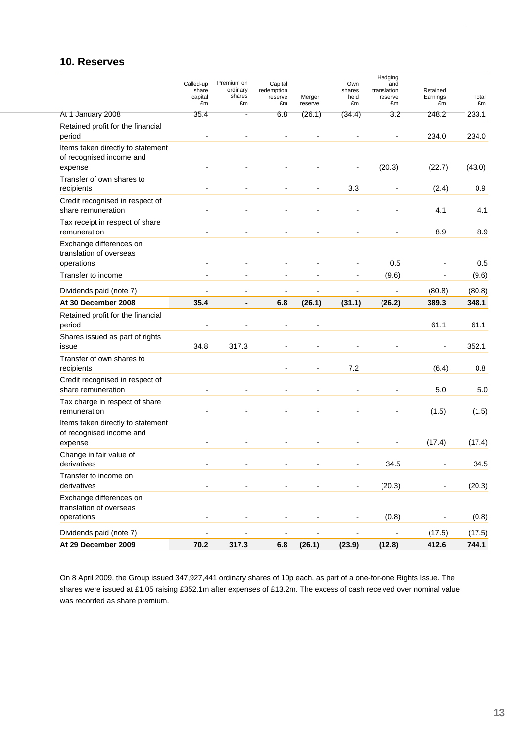## 10. Reserves

| | Called-up share capital £m | Premium on ordinary shares £m | Capital redemption reserve £m | Merger reserve | Own shares held £m | Hedging and translation reserve £m | Retained Earnings £m | Total £m |
|---|---|---|---|---|---|---|---|---|
| At 1 January 2008 | 35.4 | - | 6.8 | (26.1) | (34.4) | 3.2 | 248.2 | 233.1 |
| Retained profit for the financial period | - | - | - | - | - | - | 234.0 | 234.0 |
| Items taken directly to statement of recognised income and expense | - | - | - | - | - | (20.3) | (22.7) | (43.0) |
| Transfer of own shares to recipients | - | - | - | - | 3.3 | - | (2.4) | 0.9 |
| Credit recognised in respect of share remuneration | - | - | - | - | - | - | 4.1 | 4.1 |
| Tax receipt in respect of share remuneration | - | - | - | - | - | - | 8.9 | 8.9 |
| Exchange differences on translation of overseas operations | - | - | - | - | - | 0.5 | - | 0.5 |
| Transfer to income | - | - | - | - | - | (9.6) | - | (9.6) |
| Dividends paid (note 7) | - | - | - | - | - | - | (80.8) | (80.8) |
| **At 30 December 2008** | **35.4** | **-** | **6.8** | **(26.1)** | **(31.1)** | **(26.2)** | **389.3** | **348.1** |
| Retained profit for the financial period | - | - | - | - | | | 61.1 | 61.1 |
| Shares issued as part of rights issue | 34.8 | 317.3 | - | - | - | - | - | 352.1 |
| Transfer of own shares to recipients | | | - | - | 7.2 | | (6.4) | 0.8 |
| Credit recognised in respect of share remuneration | - | - | - | - | - | - | 5.0 | 5.0 |
| Tax charge in respect of share remuneration | - | - | - | - | - | - | (1.5) | (1.5) |
| Items taken directly to statement of recognised income and expense | - | - | - | - | - | - | (17.4) | (17.4) |
| Change in fair value of derivatives | - | - | - | - | - | 34.5 | - | 34.5 |
| Transfer to income on derivatives | - | - | - | - | - | (20.3) | - | (20.3) |
| Exchange differences on translation of overseas operations | - | - | - | - | - | (0.8) | - | (0.8) |
| Dividends paid (note 7) | - | - | - | - | - | - | (17.5) | (17.5) |
| **At 29 December 2009** | **70.2** | **317.3** | **6.8** | **(26.1)** | **(23.9)** | **(12.8)** | **412.6** | **744.1** |

On 8 April 2009, the Group issued 347,927,441 ordinary shares of 10p each, as part of a one-for-one Rights Issue. The shares were issued at £1.05 raising £352.1m after expenses of £13.2m. The excess of cash received over nominal value was recorded as share premium.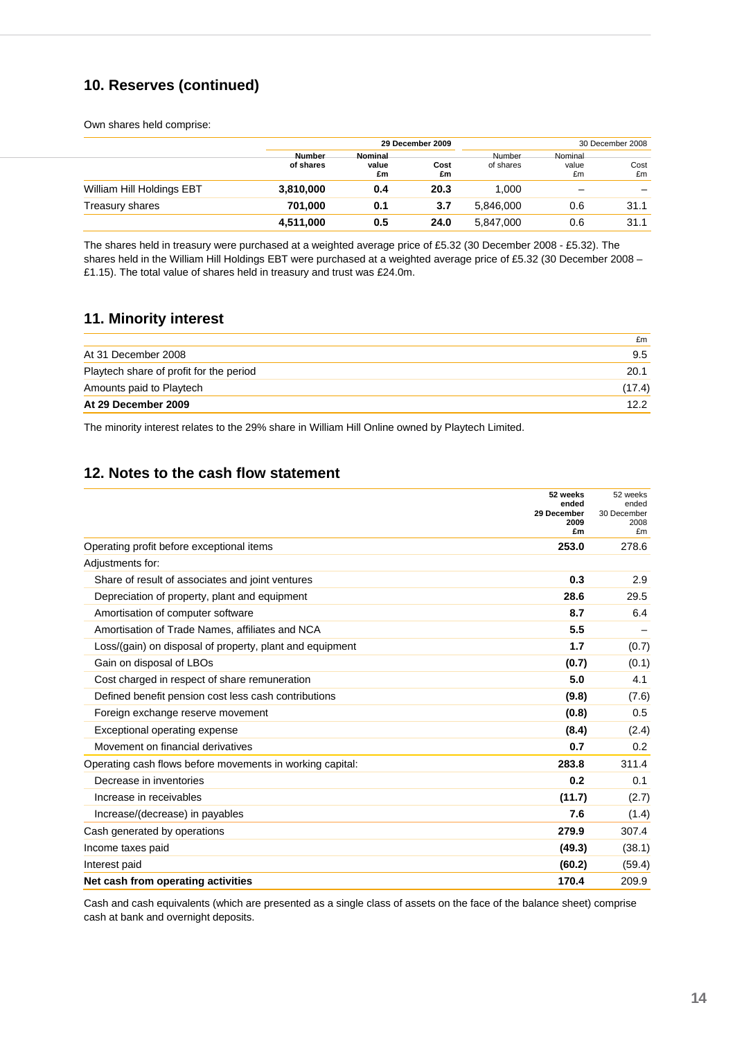## 10. Reserves (continued)

Own shares held comprise:

| | 29 December 2009 | | | 30 December 2008 | | |
|---|---|---|---|---|---|---|
| | **Number of shares** | **Nominal value £m** | **Cost £m** | Number of shares | Nominal value £m | Cost £m |
| William Hill Holdings EBT | **3,810,000** | **0.4** | **20.3** | 1,000 | – | – |
| Treasury shares | **701,000** | **0.1** | **3.7** | 5,846,000 | 0.6 | 31.1 |
| | **4,511,000** | **0.5** | **24.0** | 5,847,000 | 0.6 | 31.1 |

The shares held in treasury were purchased at a weighted average price of £5.32 (30 December 2008 - £5.32). The shares held in the William Hill Holdings EBT were purchased at a weighted average price of £5.32 (30 December 2008 – £1.15). The total value of shares held in treasury and trust was £24.0m.

## 11. Minority interest

| | £m |
|---|---|
| At 31 December 2008 | 9.5 |
| Playtech share of profit for the period | 20.1 |
| Amounts paid to Playtech | (17.4) |
| **At 29 December 2009** | 12.2 |

The minority interest relates to the 29% share in William Hill Online owned by Playtech Limited.

## 12. Notes to the cash flow statement

| | **52 weeks ended 29 December 2009 £m** | 52 weeks ended 30 December 2008 £m |
|---|---|---|
| Operating profit before exceptional items | **253.0** | 278.6 |
| Adjustments for: | | |
| Share of result of associates and joint ventures | **0.3** | 2.9 |
| Depreciation of property, plant and equipment | **28.6** | 29.5 |
| Amortisation of computer software | **8.7** | 6.4 |
| Amortisation of Trade Names, affiliates and NCA | **5.5** | – |
| Loss/(gain) on disposal of property, plant and equipment | **1.7** | (0.7) |
| Gain on disposal of LBOs | **(0.7)** | (0.1) |
| Cost charged in respect of share remuneration | **5.0** | 4.1 |
| Defined benefit pension cost less cash contributions | **(9.8)** | (7.6) |
| Foreign exchange reserve movement | **(0.8)** | 0.5 |
| Exceptional operating expense | **(8.4)** | (2.4) |
| Movement on financial derivatives | **0.7** | 0.2 |
| Operating cash flows before movements in working capital: | **283.8** | 311.4 |
| Decrease in inventories | **0.2** | 0.1 |
| Increase in receivables | **(11.7)** | (2.7) |
| Increase/(decrease) in payables | **7.6** | (1.4) |
| Cash generated by operations | **279.9** | 307.4 |
| Income taxes paid | **(49.3)** | (38.1) |
| Interest paid | **(60.2)** | (59.4) |
| **Net cash from operating activities** | **170.4** | 209.9 |

Cash and cash equivalents (which are presented as a single class of assets on the face of the balance sheet) comprise cash at bank and overnight deposits.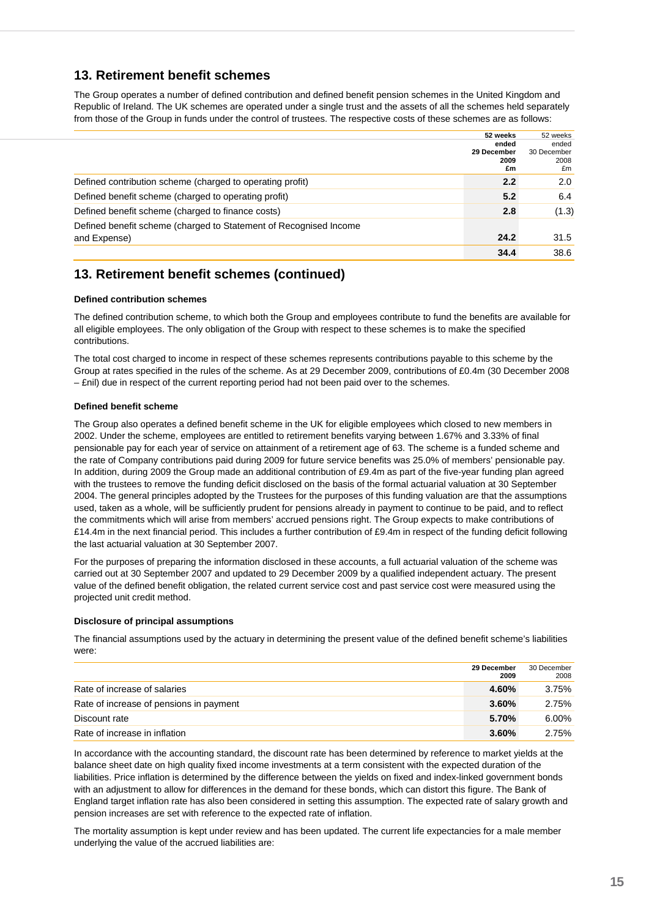## 13. Retirement benefit schemes

The Group operates a number of defined contribution and defined benefit pension schemes in the United Kingdom and Republic of Ireland. The UK schemes are operated under a single trust and the assets of all the schemes held separately from those of the Group in funds under the control of trustees. The respective costs of these schemes are as follows:

| | **52 weeks ended 29 December 2009 £m** | 52 weeks ended 30 December 2008 £m |
|---|---|---|
| Defined contribution scheme (charged to operating profit) | **2.2** | 2.0 |
| Defined benefit scheme (charged to operating profit) | **5.2** | 6.4 |
| Defined benefit scheme (charged to finance costs) | **2.8** | (1.3) |
| Defined benefit scheme (charged to Statement of Recognised Income and Expense) | **24.2** | 31.5 |
| | **34.4** | 38.6 |

## 13. Retirement benefit schemes (continued)

#### Defined contribution schemes

The defined contribution scheme, to which both the Group and employees contribute to fund the benefits are available for all eligible employees. The only obligation of the Group with respect to these schemes is to make the specified contributions.

The total cost charged to income in respect of these schemes represents contributions payable to this scheme by the Group at rates specified in the rules of the scheme. As at 29 December 2009, contributions of £0.4m (30 December 2008 – £nil) due in respect of the current reporting period had not been paid over to the schemes.

#### Defined benefit scheme

The Group also operates a defined benefit scheme in the UK for eligible employees which closed to new members in 2002. Under the scheme, employees are entitled to retirement benefits varying between 1.67% and 3.33% of final pensionable pay for each year of service on attainment of a retirement age of 63. The scheme is a funded scheme and the rate of Company contributions paid during 2009 for future service benefits was 25.0% of members' pensionable pay. In addition, during 2009 the Group made an additional contribution of £9.4m as part of the five-year funding plan agreed with the trustees to remove the funding deficit disclosed on the basis of the formal actuarial valuation at 30 September 2004. The general principles adopted by the Trustees for the purposes of this funding valuation are that the assumptions used, taken as a whole, will be sufficiently prudent for pensions already in payment to continue to be paid, and to reflect the commitments which will arise from members' accrued pensions right. The Group expects to make contributions of £14.4m in the next financial period. This includes a further contribution of £9.4m in respect of the funding deficit following the last actuarial valuation at 30 September 2007.

For the purposes of preparing the information disclosed in these accounts, a full actuarial valuation of the scheme was carried out at 30 September 2007 and updated to 29 December 2009 by a qualified independent actuary. The present value of the defined benefit obligation, the related current service cost and past service cost were measured using the projected unit credit method.

#### Disclosure of principal assumptions

The financial assumptions used by the actuary in determining the present value of the defined benefit scheme's liabilities were:

| | **29 December 2009** | 30 December 2008 |
|---|---|---|
| Rate of increase of salaries | **4.60%** | 3.75% |
| Rate of increase of pensions in payment | **3.60%** | 2.75% |
| Discount rate | **5.70%** | 6.00% |
| Rate of increase in inflation | **3.60%** | 2.75% |

In accordance with the accounting standard, the discount rate has been determined by reference to market yields at the balance sheet date on high quality fixed income investments at a term consistent with the expected duration of the liabilities. Price inflation is determined by the difference between the yields on fixed and index-linked government bonds with an adjustment to allow for differences in the demand for these bonds, which can distort this figure. The Bank of England target inflation rate has also been considered in setting this assumption. The expected rate of salary growth and pension increases are set with reference to the expected rate of inflation.

The mortality assumption is kept under review and has been updated. The current life expectancies for a male member underlying the value of the accrued liabilities are: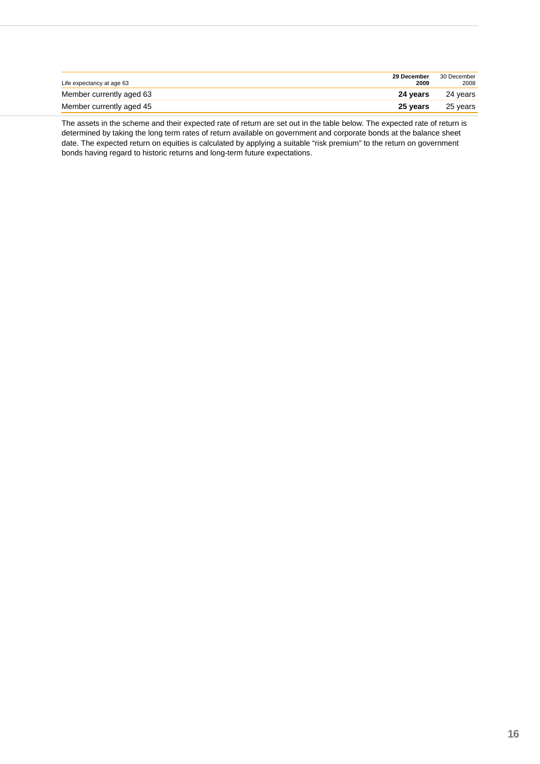| Life expectancy at age 63 | **29 December 2009** | 30 December 2008 |
|---|---|---|
| Member currently aged 63 | **24 years** | 24 years |
| Member currently aged 45 | **25 years** | 25 years |

The assets in the scheme and their expected rate of return are set out in the table below. The expected rate of return is determined by taking the long term rates of return available on government and corporate bonds at the balance sheet date. The expected return on equities is calculated by applying a suitable "risk premium" to the return on government bonds having regard to historic returns and long-term future expectations.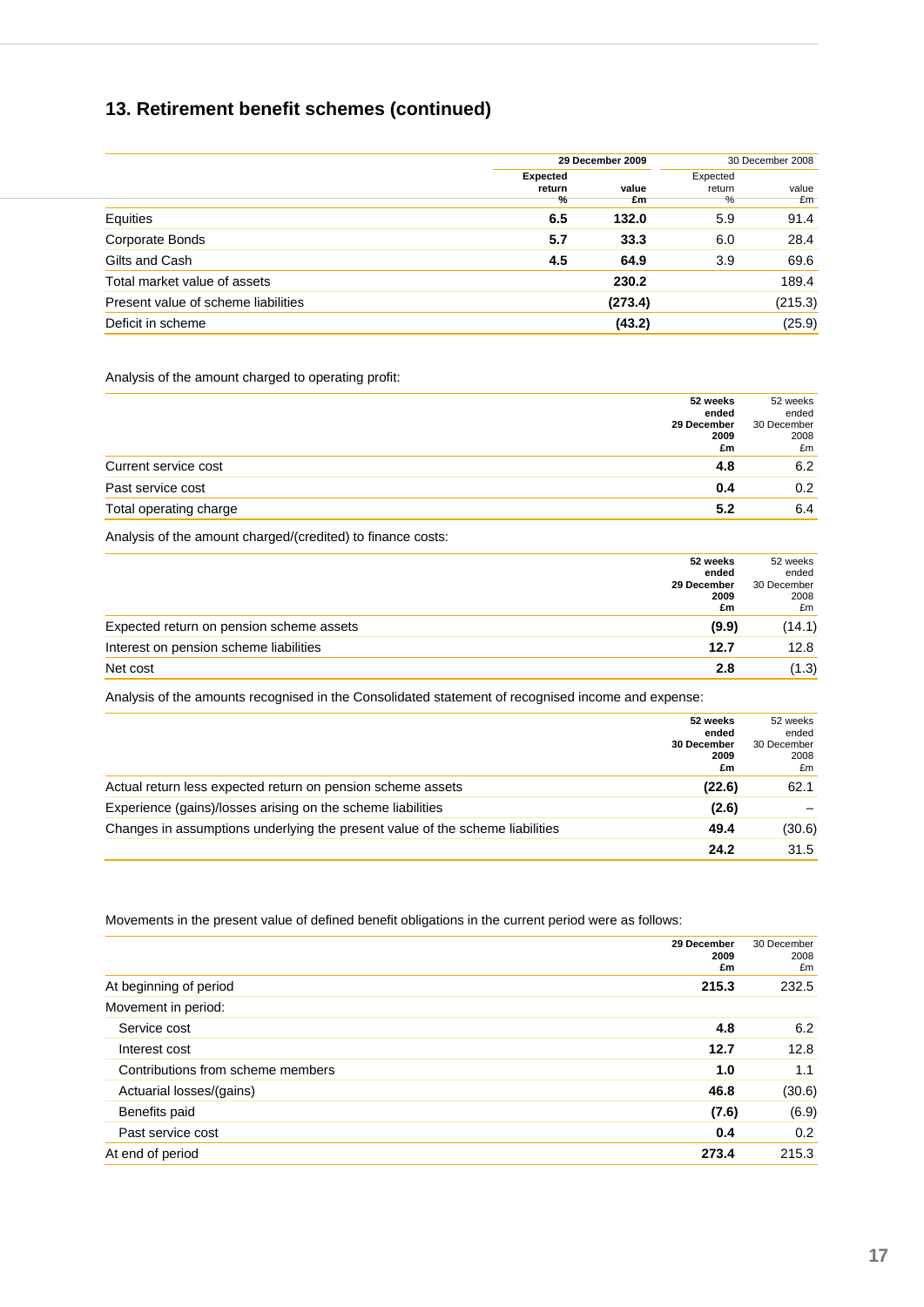## 13. Retirement benefit schemes (continued)

| | 29 December 2009 | | 30 December 2008 | |
|---|---|---|---|---|
| | **Expected return %** | **value £m** | Expected return % | value £m |
| Equities | **6.5** | **132.0** | 5.9 | 91.4 |
| Corporate Bonds | **5.7** | **33.3** | 6.0 | 28.4 |
| Gilts and Cash | **4.5** | **64.9** | 3.9 | 69.6 |
| Total market value of assets | | **230.2** | | 189.4 |
| Present value of scheme liabilities | | **(273.4)** | | (215.3) |
| Deficit in scheme | | **(43.2)** | | (25.9) |

Analysis of the amount charged to operating profit:

| | **52 weeks ended 29 December 2009 £m** | 52 weeks ended 30 December 2008 £m |
|---|---|---|
| Current service cost | **4.8** | 6.2 |
| Past service cost | **0.4** | 0.2 |
| Total operating charge | **5.2** | 6.4 |

Analysis of the amount charged/(credited) to finance costs:

| | **52 weeks ended 29 December 2009 £m** | 52 weeks ended 30 December 2008 £m |
|---|---|---|
| Expected return on pension scheme assets | **(9.9)** | (14.1) |
| Interest on pension scheme liabilities | **12.7** | 12.8 |
| Net cost | **2.8** | (1.3) |

Analysis of the amounts recognised in the Consolidated statement of recognised income and expense:

| | **52 weeks ended 30 December 2009 £m** | 52 weeks ended 30 December 2008 £m |
|---|---|---|
| Actual return less expected return on pension scheme assets | **(22.6)** | 62.1 |
| Experience (gains)/losses arising on the scheme liabilities | **(2.6)** | – |
| Changes in assumptions underlying the present value of the scheme liabilities | **49.4** | (30.6) |
| | **24.2** | 31.5 |

Movements in the present value of defined benefit obligations in the current period were as follows:

| | **29 December 2009 £m** | 30 December 2008 £m |
|---|---|---|
| At beginning of period | **215.3** | 232.5 |
| Movement in period: | | |
| Service cost | **4.8** | 6.2 |
| Interest cost | **12.7** | 12.8 |
| Contributions from scheme members | **1.0** | 1.1 |
| Actuarial losses/(gains) | **46.8** | (30.6) |
| Benefits paid | **(7.6)** | (6.9) |
| Past service cost | **0.4** | 0.2 |
| At end of period | **273.4** | 215.3 |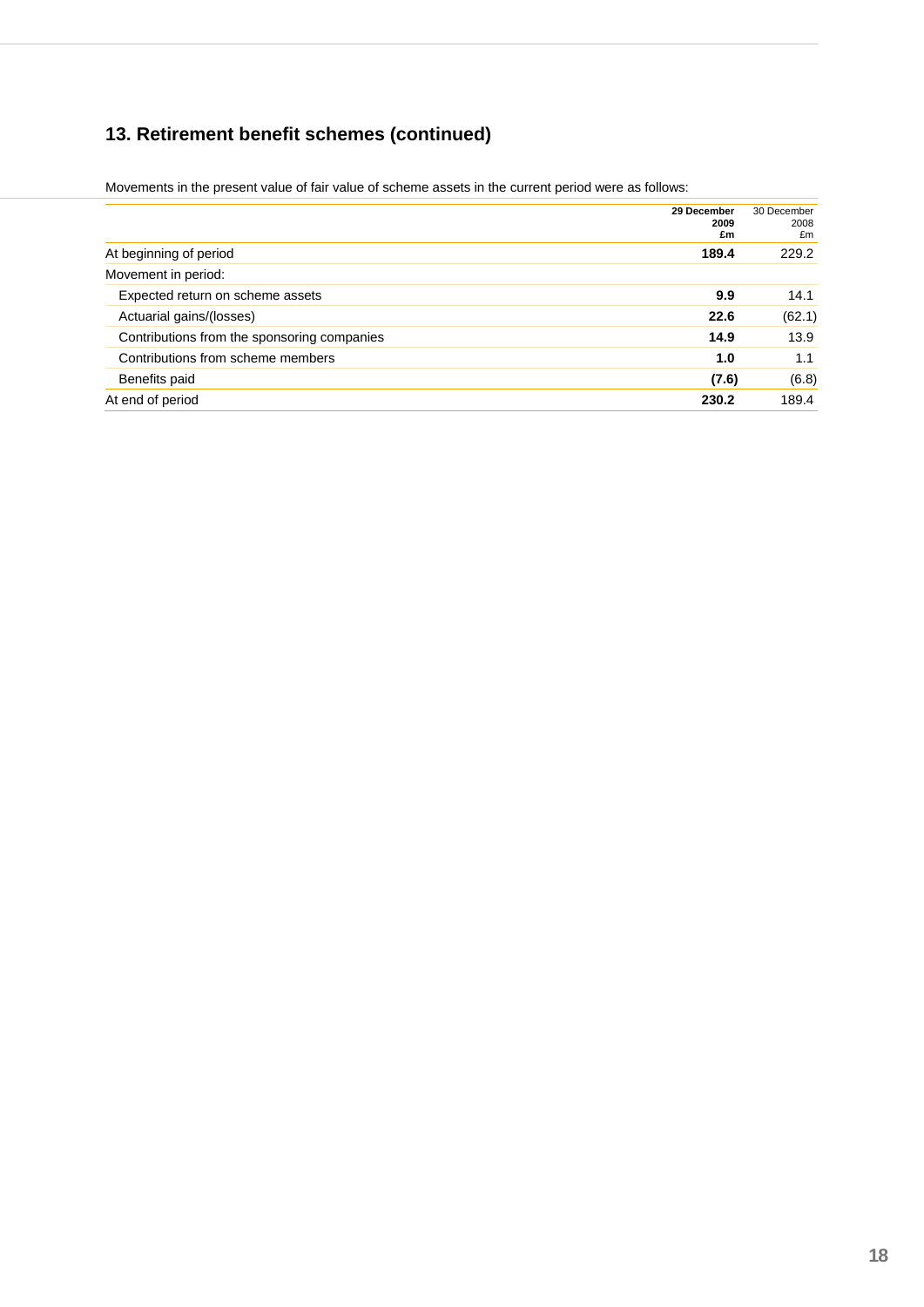## 13. Retirement benefit schemes (continued)

Movements in the present value of fair value of scheme assets in the current period were as follows:

| | **29 December 2009 £m** | 30 December 2008 £m |
|---|---|---|
| At beginning of period | **189.4** | 229.2 |
| Movement in period: | | |
| Expected return on scheme assets | **9.9** | 14.1 |
| Actuarial gains/(losses) | **22.6** | (62.1) |
| Contributions from the sponsoring companies | **14.9** | 13.9 |
| Contributions from scheme members | **1.0** | 1.1 |
| Benefits paid | **(7.6)** | (6.8) |
| At end of period | **230.2** | 189.4 |